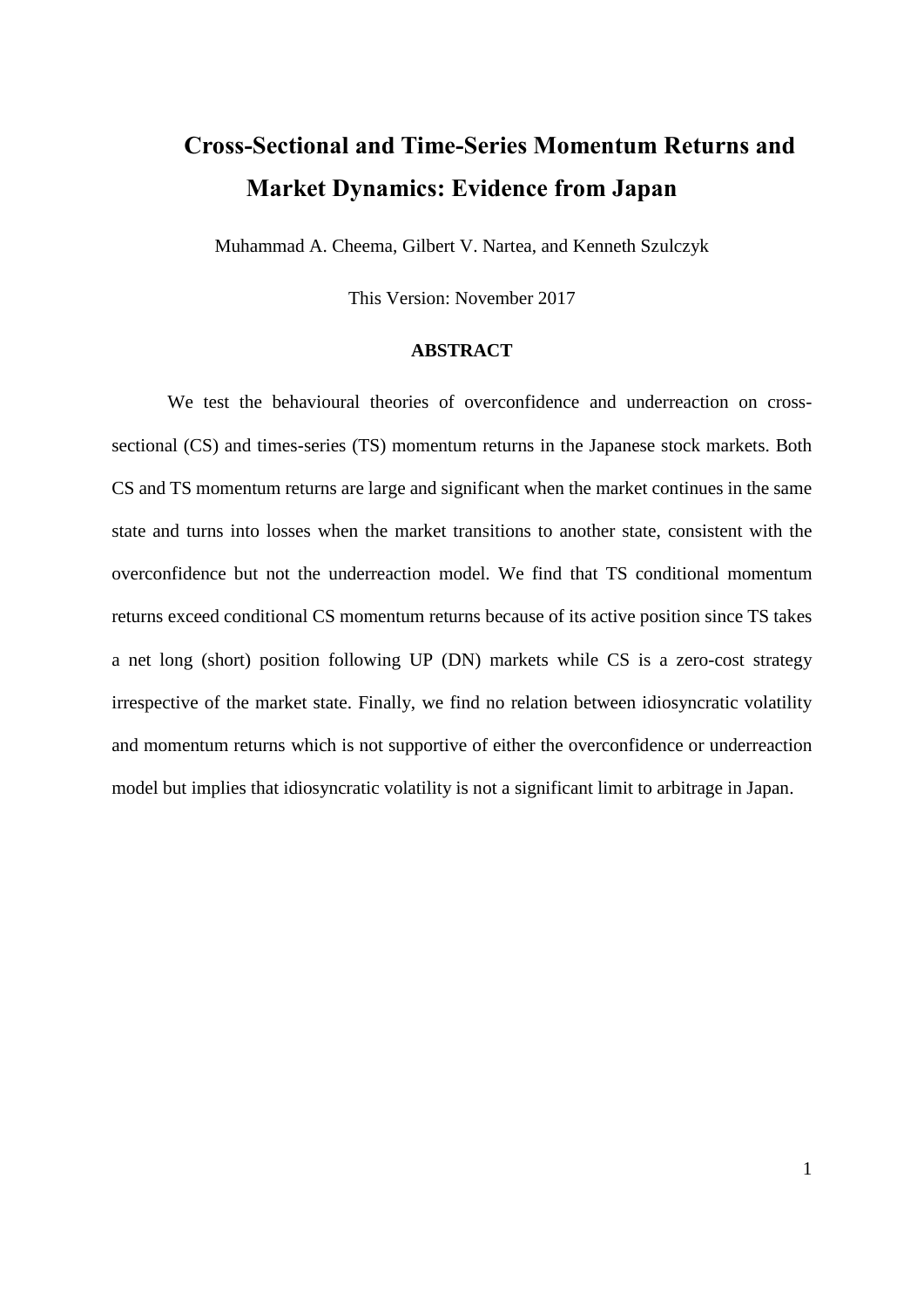# Cross-Sectional and Time-Series Momentum Returns and Market Dynamics: Evidence from Japan

Muhammad A. Cheema, Gilbert V. Nartea, and Kenneth Szulczyk

This Version: November 2017

## ABSTRACT

We test the behavioural theories of overconfidence and underreaction on cross-sectional (CS) and times-series (TS) momentum returns in the Japanese stock markets. Both CS and TS momentum returns are large and significant when the market continues in the same state and turns into losses when the market transitions to another state, consistent with the overconfidence but not the underreaction model. We find that TS conditional momentum returns exceed conditional CS momentum returns because of its active position since TS takes a net long (short) position following UP (DN) markets while CS is a zero-cost strategy irrespective of the market state. Finally, we find no relation between idiosyncratic volatility and momentum returns which is not supportive of either the overconfidence or underreaction model but implies that idiosyncratic volatility is not a significant limit to arbitrage in Japan.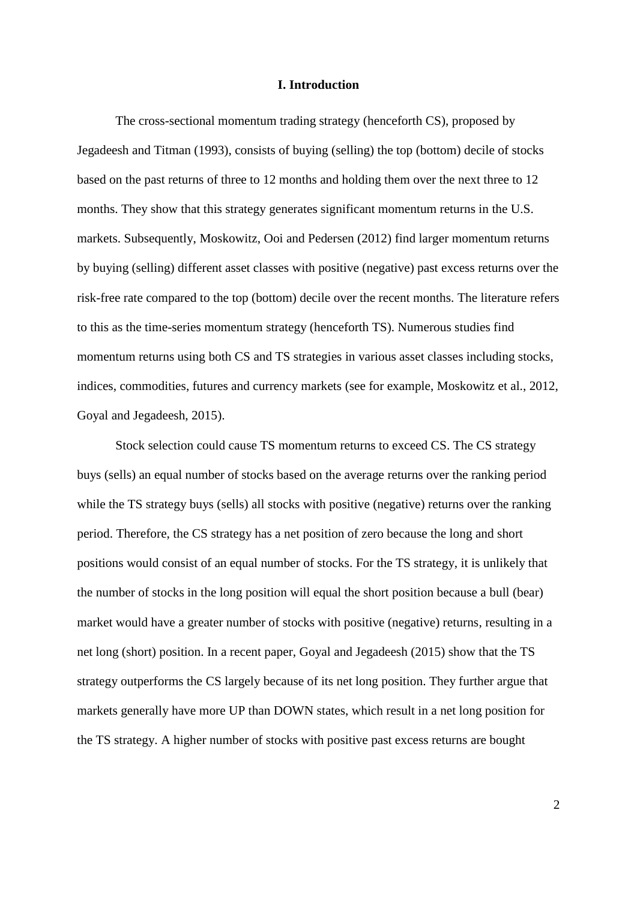## I. Introduction

The cross-sectional momentum trading strategy (henceforth CS), proposed by Jegadeesh and Titman (1993), consists of buying (selling) the top (bottom) decile of stocks based on the past returns of three to 12 months and holding them over the next three to 12 months. They show that this strategy generates significant momentum returns in the U.S. markets. Subsequently, Moskowitz, Ooi and Pedersen (2012) find larger momentum returns by buying (selling) different asset classes with positive (negative) past excess returns over the risk-free rate compared to the top (bottom) decile over the recent months. The literature refers to this as the time-series momentum strategy (henceforth TS). Numerous studies find momentum returns using both CS and TS strategies in various asset classes including stocks, indices, commodities, futures and currency markets (see for example, Moskowitz et al., 2012, Goyal and Jegadeesh, 2015).

Stock selection could cause TS momentum returns to exceed CS. The CS strategy buys (sells) an equal number of stocks based on the average returns over the ranking period while the TS strategy buys (sells) all stocks with positive (negative) returns over the ranking period. Therefore, the CS strategy has a net position of zero because the long and short positions would consist of an equal number of stocks. For the TS strategy, it is unlikely that the number of stocks in the long position will equal the short position because a bull (bear) market would have a greater number of stocks with positive (negative) returns, resulting in a net long (short) position. In a recent paper, Goyal and Jegadeesh (2015) show that the TS strategy outperforms the CS largely because of its net long position. They further argue that markets generally have more UP than DOWN states, which result in a net long position for the TS strategy. A higher number of stocks with positive past excess returns are bought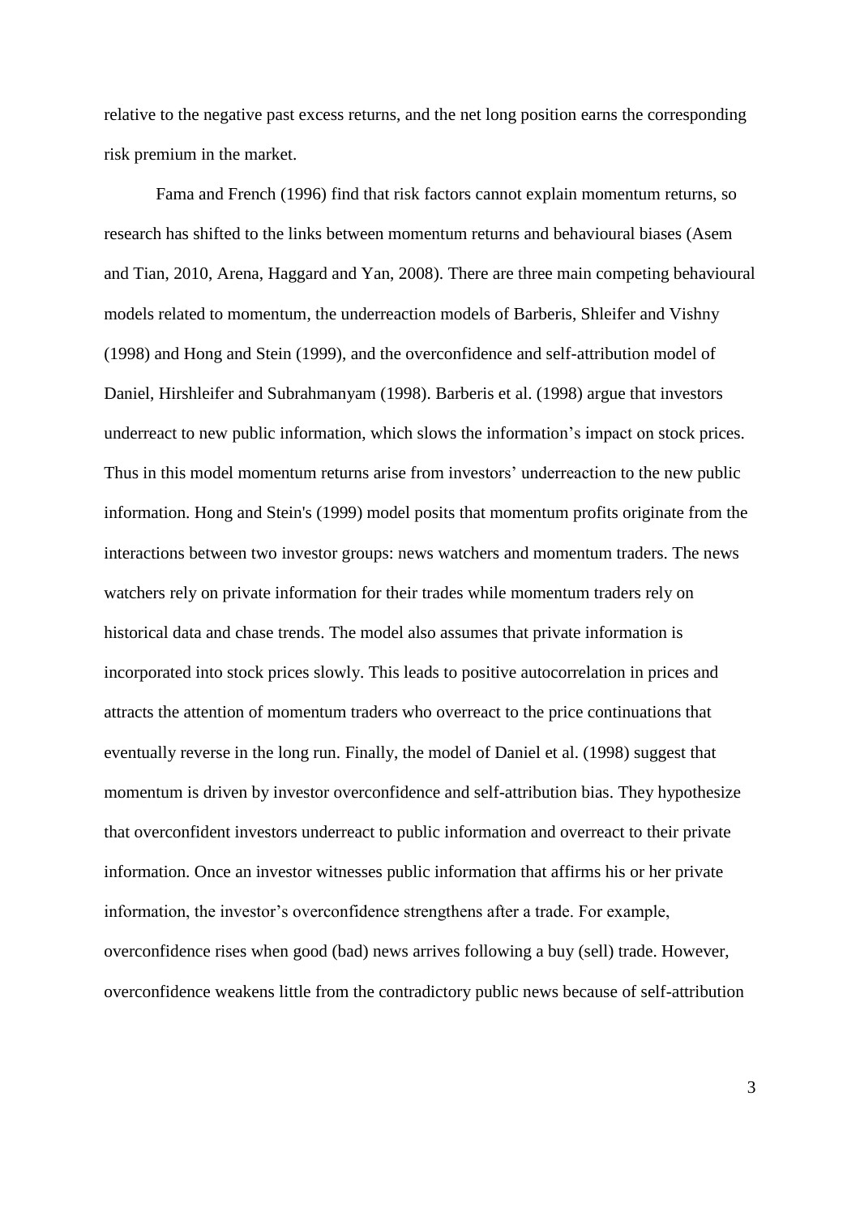relative to the negative past excess returns, and the net long position earns the corresponding risk premium in the market.

Fama and French (1996) find that risk factors cannot explain momentum returns, so research has shifted to the links between momentum returns and behavioural biases (Asem and Tian, 2010, Arena, Haggard and Yan, 2008). There are three main competing behavioural models related to momentum, the underreaction models of Barberis, Shleifer and Vishny (1998) and Hong and Stein (1999), and the overconfidence and self-attribution model of Daniel, Hirshleifer and Subrahmanyam (1998). Barberis et al. (1998) argue that investors underreact to new public information, which slows the information's impact on stock prices. Thus in this model momentum returns arise from investors' underreaction to the new public information. Hong and Stein's (1999) model posits that momentum profits originate from the interactions between two investor groups: news watchers and momentum traders. The news watchers rely on private information for their trades while momentum traders rely on historical data and chase trends. The model also assumes that private information is incorporated into stock prices slowly. This leads to positive autocorrelation in prices and attracts the attention of momentum traders who overreact to the price continuations that eventually reverse in the long run. Finally, the model of Daniel et al. (1998) suggest that momentum is driven by investor overconfidence and self-attribution bias. They hypothesize that overconfident investors underreact to public information and overreact to their private information. Once an investor witnesses public information that affirms his or her private information, the investor's overconfidence strengthens after a trade. For example, overconfidence rises when good (bad) news arrives following a buy (sell) trade. However, overconfidence weakens little from the contradictory public news because of self-attribution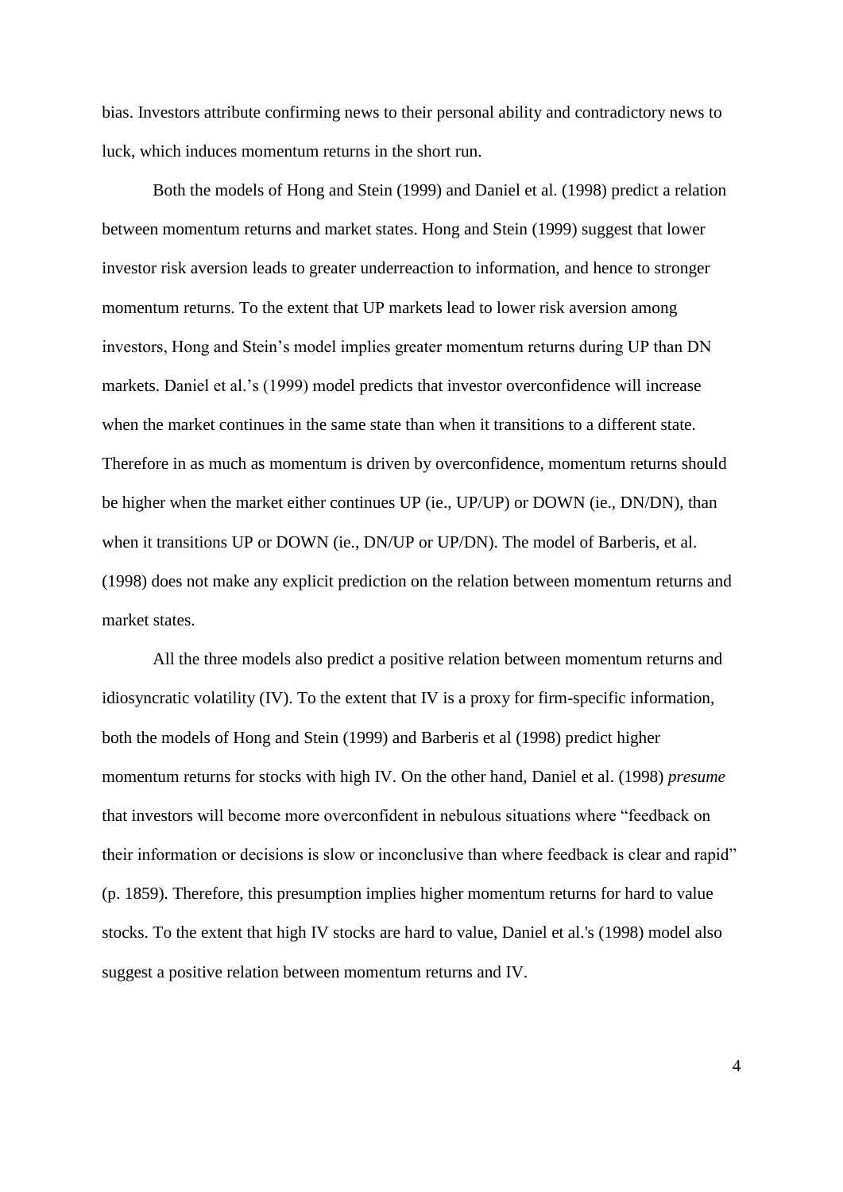bias. Investors attribute confirming news to their personal ability and contradictory news to luck, which induces momentum returns in the short run.

Both the models of Hong and Stein (1999) and Daniel et al. (1998) predict a relation between momentum returns and market states. Hong and Stein (1999) suggest that lower investor risk aversion leads to greater underreaction to information, and hence to stronger momentum returns. To the extent that UP markets lead to lower risk aversion among investors, Hong and Stein's model implies greater momentum returns during UP than DN markets. Daniel et al.'s (1999) model predicts that investor overconfidence will increase when the market continues in the same state than when it transitions to a different state. Therefore in as much as momentum is driven by overconfidence, momentum returns should be higher when the market either continues UP (ie., UP/UP) or DOWN (ie., DN/DN), than when it transitions UP or DOWN (ie., DN/UP or UP/DN). The model of Barberis, et al. (1998) does not make any explicit prediction on the relation between momentum returns and market states.

All the three models also predict a positive relation between momentum returns and idiosyncratic volatility (IV). To the extent that IV is a proxy for firm-specific information, both the models of Hong and Stein (1999) and Barberis et al (1998) predict higher momentum returns for stocks with high IV. On the other hand, Daniel et al. (1998) *presume* that investors will become more overconfident in nebulous situations where "feedback on their information or decisions is slow or inconclusive than where feedback is clear and rapid" (p. 1859). Therefore, this presumption implies higher momentum returns for hard to value stocks. To the extent that high IV stocks are hard to value, Daniel et al.'s (1998) model also suggest a positive relation between momentum returns and IV.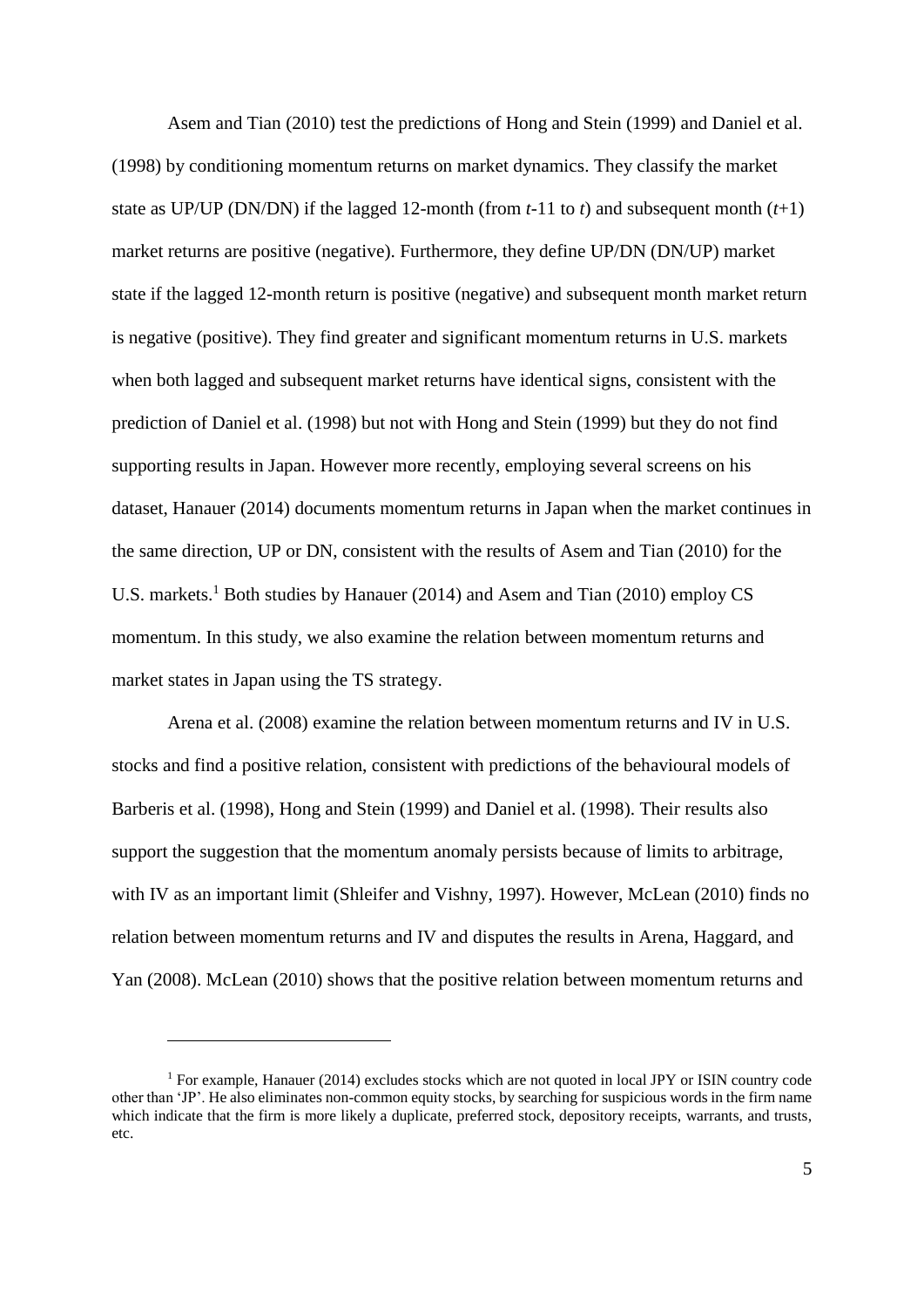Asem and Tian (2010) test the predictions of Hong and Stein (1999) and Daniel et al. (1998) by conditioning momentum returns on market dynamics. They classify the market state as UP/UP (DN/DN) if the lagged 12-month (from $t$-11 to $t$) and subsequent month ($t$+1) market returns are positive (negative). Furthermore, they define UP/DN (DN/UP) market state if the lagged 12-month return is positive (negative) and subsequent month market return is negative (positive). They find greater and significant momentum returns in U.S. markets when both lagged and subsequent market returns have identical signs, consistent with the prediction of Daniel et al. (1998) but not with Hong and Stein (1999) but they do not find supporting results in Japan. However more recently, employing several screens on his dataset, Hanauer (2014) documents momentum returns in Japan when the market continues in the same direction, UP or DN, consistent with the results of Asem and Tian (2010) for the U.S. markets.[1] Both studies by Hanauer (2014) and Asem and Tian (2010) employ CS momentum. In this study, we also examine the relation between momentum returns and market states in Japan using the TS strategy.

Arena et al. (2008) examine the relation between momentum returns and IV in U.S. stocks and find a positive relation, consistent with predictions of the behavioural models of Barberis et al. (1998), Hong and Stein (1999) and Daniel et al. (1998). Their results also support the suggestion that the momentum anomaly persists because of limits to arbitrage, with IV as an important limit (Shleifer and Vishny, 1997). However, McLean (2010) finds no relation between momentum returns and IV and disputes the results in Arena, Haggard, and Yan (2008). McLean (2010) shows that the positive relation between momentum returns and

---

[1] For example, Hanauer (2014) excludes stocks which are not quoted in local JPY or ISIN country code other than 'JP'. He also eliminates non-common equity stocks, by searching for suspicious words in the firm name which indicate that the firm is more likely a duplicate, preferred stock, depository receipts, warrants, and trusts, etc.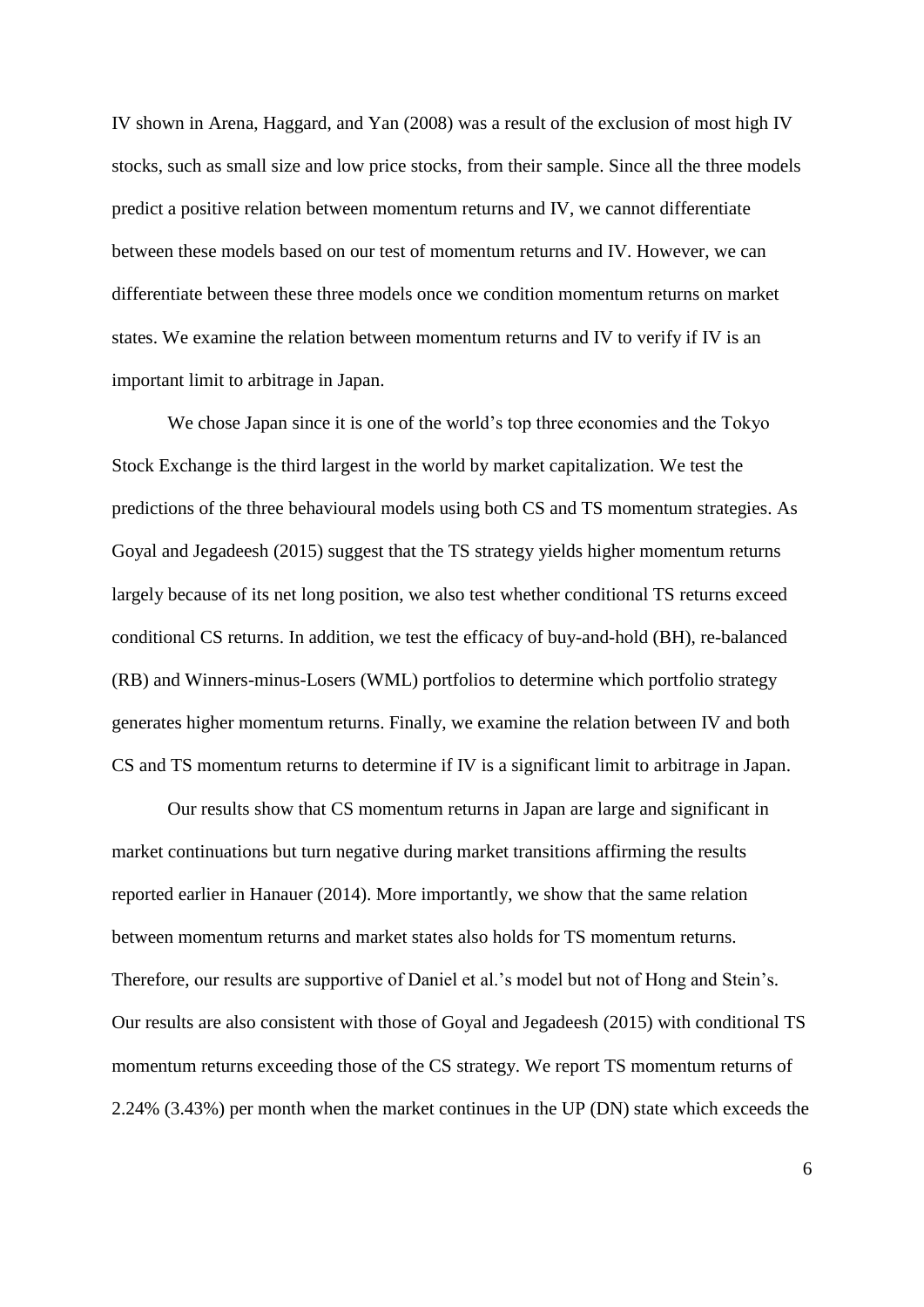IV shown in Arena, Haggard, and Yan (2008) was a result of the exclusion of most high IV stocks, such as small size and low price stocks, from their sample. Since all the three models predict a positive relation between momentum returns and IV, we cannot differentiate between these models based on our test of momentum returns and IV. However, we can differentiate between these three models once we condition momentum returns on market states. We examine the relation between momentum returns and IV to verify if IV is an important limit to arbitrage in Japan.

We chose Japan since it is one of the world's top three economies and the Tokyo Stock Exchange is the third largest in the world by market capitalization. We test the predictions of the three behavioural models using both CS and TS momentum strategies. As Goyal and Jegadeesh (2015) suggest that the TS strategy yields higher momentum returns largely because of its net long position, we also test whether conditional TS returns exceed conditional CS returns. In addition, we test the efficacy of buy-and-hold (BH), re-balanced (RB) and Winners-minus-Losers (WML) portfolios to determine which portfolio strategy generates higher momentum returns. Finally, we examine the relation between IV and both CS and TS momentum returns to determine if IV is a significant limit to arbitrage in Japan.

Our results show that CS momentum returns in Japan are large and significant in market continuations but turn negative during market transitions affirming the results reported earlier in Hanauer (2014). More importantly, we show that the same relation between momentum returns and market states also holds for TS momentum returns. Therefore, our results are supportive of Daniel et al.'s model but not of Hong and Stein's. Our results are also consistent with those of Goyal and Jegadeesh (2015) with conditional TS momentum returns exceeding those of the CS strategy. We report TS momentum returns of 2.24% (3.43%) per month when the market continues in the UP (DN) state which exceeds the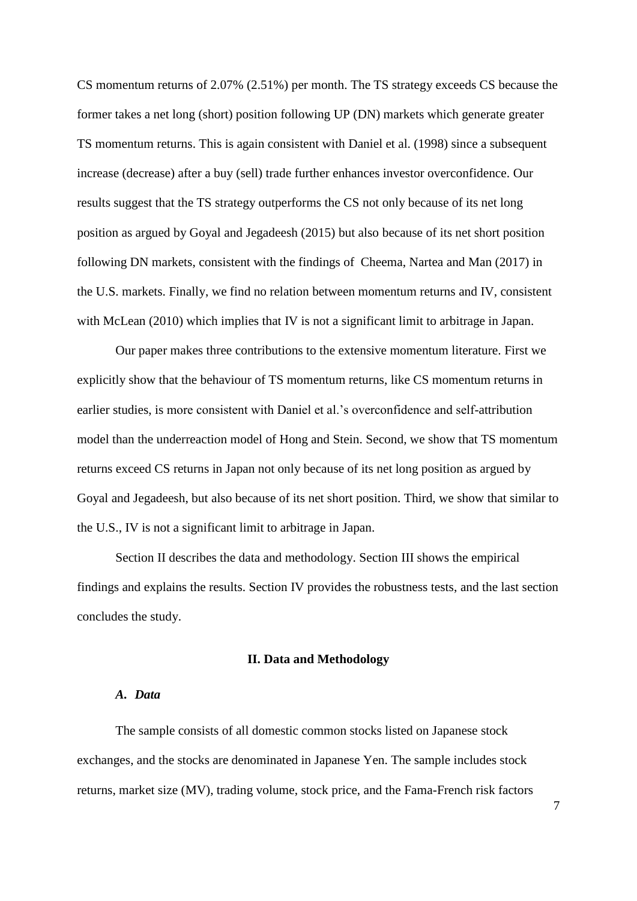CS momentum returns of 2.07% (2.51%) per month. The TS strategy exceeds CS because the former takes a net long (short) position following UP (DN) markets which generate greater TS momentum returns. This is again consistent with Daniel et al. (1998) since a subsequent increase (decrease) after a buy (sell) trade further enhances investor overconfidence. Our results suggest that the TS strategy outperforms the CS not only because of its net long position as argued by Goyal and Jegadeesh (2015) but also because of its net short position following DN markets, consistent with the findings of Cheema, Nartea and Man (2017) in the U.S. markets. Finally, we find no relation between momentum returns and IV, consistent with McLean (2010) which implies that IV is not a significant limit to arbitrage in Japan.

Our paper makes three contributions to the extensive momentum literature. First we explicitly show that the behaviour of TS momentum returns, like CS momentum returns in earlier studies, is more consistent with Daniel et al.'s overconfidence and self-attribution model than the underreaction model of Hong and Stein. Second, we show that TS momentum returns exceed CS returns in Japan not only because of its net long position as argued by Goyal and Jegadeesh, but also because of its net short position. Third, we show that similar to the U.S., IV is not a significant limit to arbitrage in Japan.

Section II describes the data and methodology. Section III shows the empirical findings and explains the results. Section IV provides the robustness tests, and the last section concludes the study.

## II. Data and Methodology

### *A. Data*

The sample consists of all domestic common stocks listed on Japanese stock exchanges, and the stocks are denominated in Japanese Yen. The sample includes stock returns, market size (MV), trading volume, stock price, and the Fama-French risk factors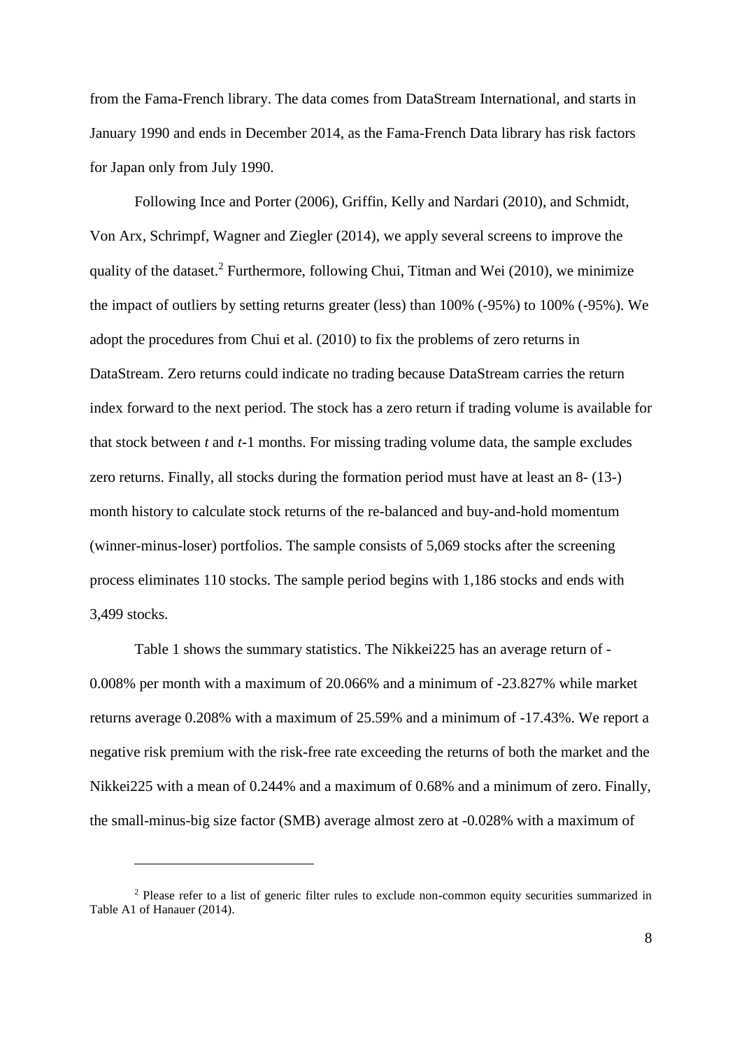from the Fama-French library. The data comes from DataStream International, and starts in January 1990 and ends in December 2014, as the Fama-French Data library has risk factors for Japan only from July 1990.

Following Ince and Porter (2006), Griffin, Kelly and Nardari (2010), and Schmidt, Von Arx, Schrimpf, Wagner and Ziegler (2014), we apply several screens to improve the quality of the dataset.[2] Furthermore, following Chui, Titman and Wei (2010), we minimize the impact of outliers by setting returns greater (less) than 100% (-95%) to 100% (-95%). We adopt the procedures from Chui et al. (2010) to fix the problems of zero returns in DataStream. Zero returns could indicate no trading because DataStream carries the return index forward to the next period. The stock has a zero return if trading volume is available for that stock between $t$ and $t$-1 months. For missing trading volume data, the sample excludes zero returns. Finally, all stocks during the formation period must have at least an 8- (13-) month history to calculate stock returns of the re-balanced and buy-and-hold momentum (winner-minus-loser) portfolios. The sample consists of 5,069 stocks after the screening process eliminates 110 stocks. The sample period begins with 1,186 stocks and ends with 3,499 stocks.

Table 1 shows the summary statistics. The Nikkei225 has an average return of -0.008% per month with a maximum of 20.066% and a minimum of -23.827% while market returns average 0.208% with a maximum of 25.59% and a minimum of -17.43%. We report a negative risk premium with the risk-free rate exceeding the returns of both the market and the Nikkei225 with a mean of 0.244% and a maximum of 0.68% and a minimum of zero. Finally, the small-minus-big size factor (SMB) average almost zero at -0.028% with a maximum of

[2] Please refer to a list of generic filter rules to exclude non-common equity securities summarized in Table A1 of Hanauer (2014).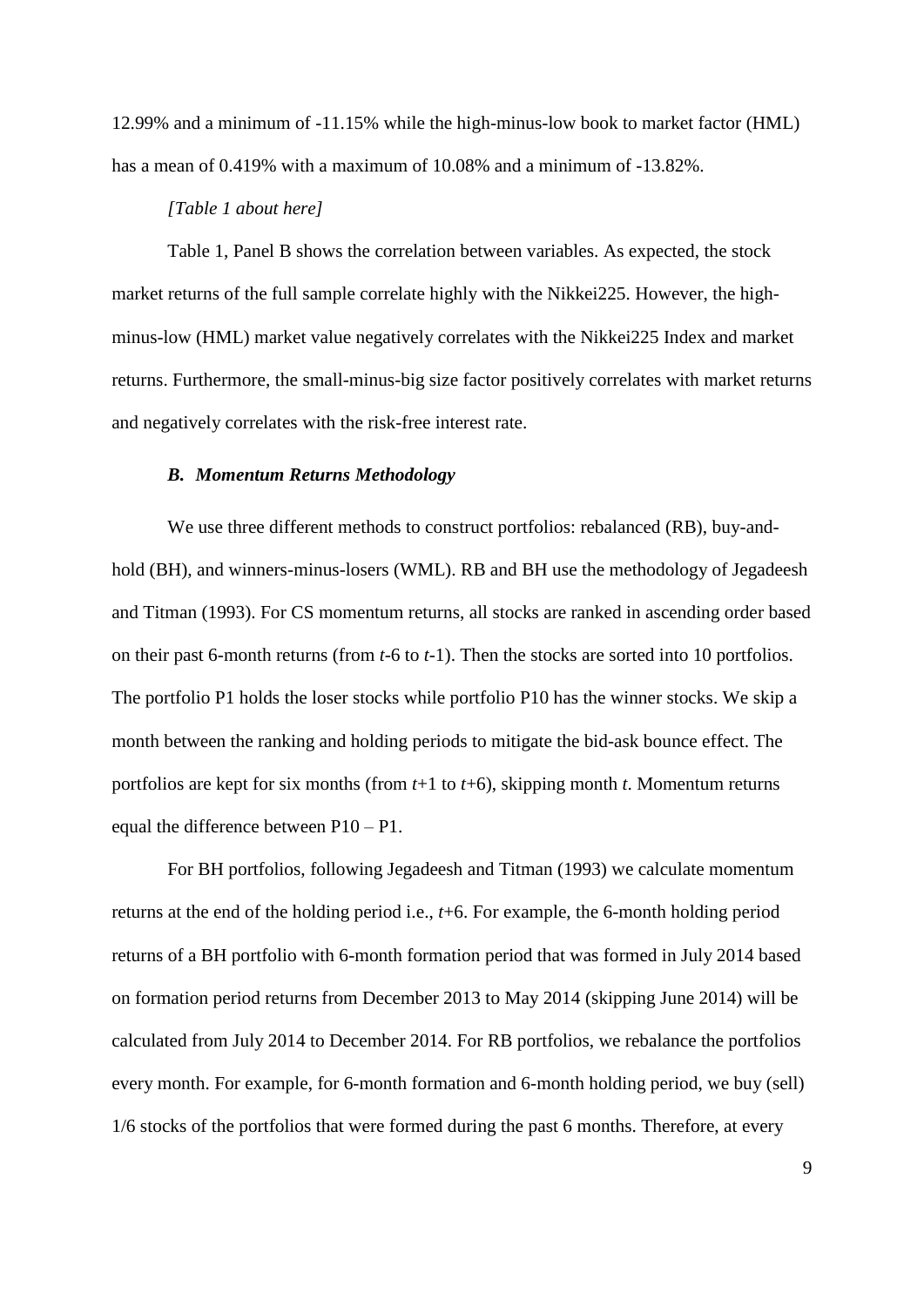12.99% and a minimum of -11.15% while the high-minus-low book to market factor (HML) has a mean of 0.419% with a maximum of 10.08% and a minimum of -13.82%.

*[Table 1 about here]*

Table 1, Panel B shows the correlation between variables. As expected, the stock market returns of the full sample correlate highly with the Nikkei225. However, the high-minus-low (HML) market value negatively correlates with the Nikkei225 Index and market returns. Furthermore, the small-minus-big size factor positively correlates with market returns and negatively correlates with the risk-free interest rate.

### *B. Momentum Returns Methodology*

We use three different methods to construct portfolios: rebalanced (RB), buy-and-hold (BH), and winners-minus-losers (WML). RB and BH use the methodology of Jegadeesh and Titman (1993). For CS momentum returns, all stocks are ranked in ascending order based on their past 6-month returns (from $t$-6 to $t$-1). Then the stocks are sorted into 10 portfolios. The portfolio P1 holds the loser stocks while portfolio P10 has the winner stocks. We skip a month between the ranking and holding periods to mitigate the bid-ask bounce effect. The portfolios are kept for six months (from $t$+1 to $t$+6), skipping month $t$. Momentum returns equal the difference between P10 – P1.

For BH portfolios, following Jegadeesh and Titman (1993) we calculate momentum returns at the end of the holding period i.e., $t$+6. For example, the 6-month holding period returns of a BH portfolio with 6-month formation period that was formed in July 2014 based on formation period returns from December 2013 to May 2014 (skipping June 2014) will be calculated from July 2014 to December 2014. For RB portfolios, we rebalance the portfolios every month. For example, for 6-month formation and 6-month holding period, we buy (sell) 1/6 stocks of the portfolios that were formed during the past 6 months. Therefore, at every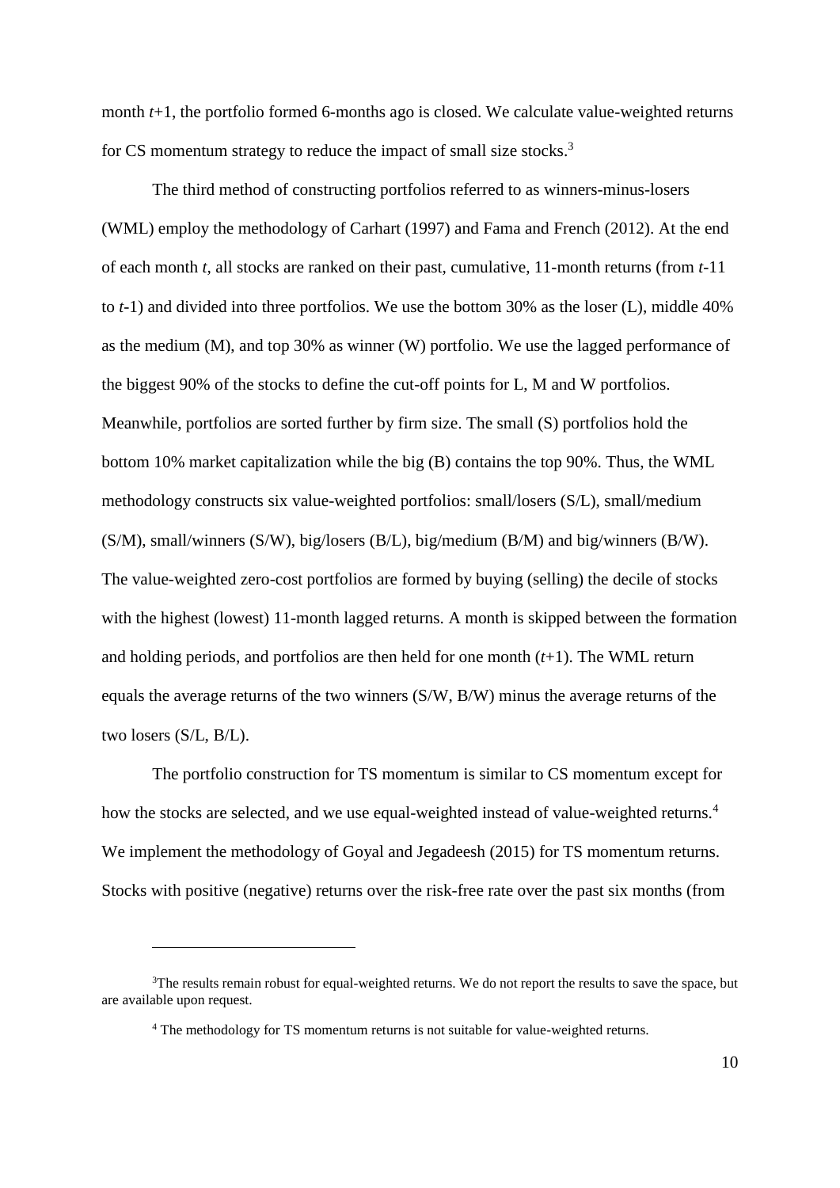month $t$+1, the portfolio formed 6-months ago is closed. We calculate value-weighted returns for CS momentum strategy to reduce the impact of small size stocks.[3]

The third method of constructing portfolios referred to as winners-minus-losers (WML) employ the methodology of Carhart (1997) and Fama and French (2012). At the end of each month $t$, all stocks are ranked on their past, cumulative, 11-month returns (from $t$-11 to $t$-1) and divided into three portfolios. We use the bottom 30% as the loser (L), middle 40% as the medium (M), and top 30% as winner (W) portfolio. We use the lagged performance of the biggest 90% of the stocks to define the cut-off points for L, M and W portfolios. Meanwhile, portfolios are sorted further by firm size. The small (S) portfolios hold the bottom 10% market capitalization while the big (B) contains the top 90%. Thus, the WML methodology constructs six value-weighted portfolios: small/losers (S/L), small/medium (S/M), small/winners (S/W), big/losers (B/L), big/medium (B/M) and big/winners (B/W). The value-weighted zero-cost portfolios are formed by buying (selling) the decile of stocks with the highest (lowest) 11-month lagged returns. A month is skipped between the formation and holding periods, and portfolios are then held for one month ($t$+1). The WML return equals the average returns of the two winners (S/W, B/W) minus the average returns of the two losers (S/L, B/L).

The portfolio construction for TS momentum is similar to CS momentum except for how the stocks are selected, and we use equal-weighted instead of value-weighted returns.[4] We implement the methodology of Goyal and Jegadeesh (2015) for TS momentum returns. Stocks with positive (negative) returns over the risk-free rate over the past six months (from

---

[3] The results remain robust for equal-weighted returns. We do not report the results to save the space, but are available upon request.

[4] The methodology for TS momentum returns is not suitable for value-weighted returns.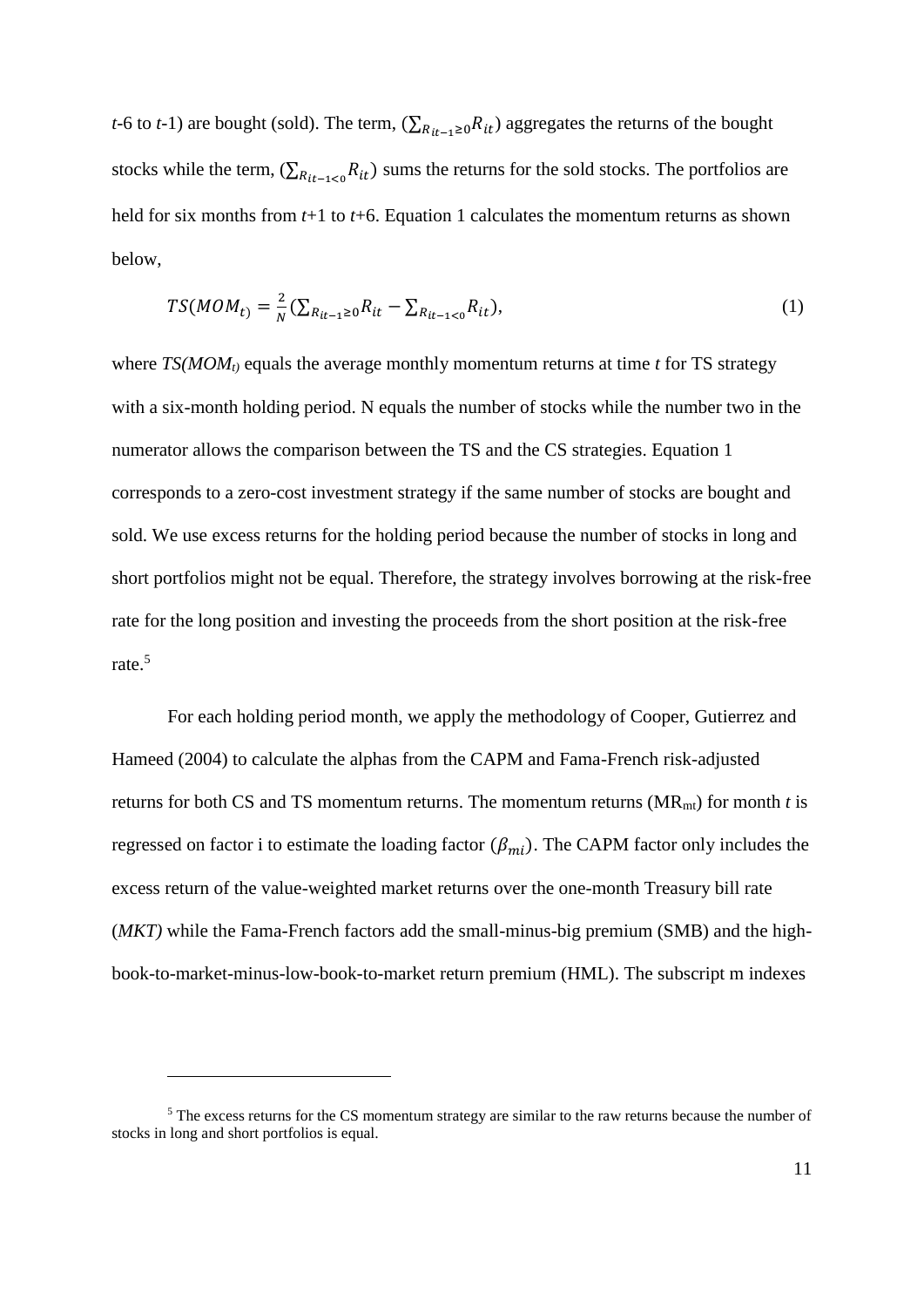$t$-6 to $t$-1) are bought (sold). The term, $(\sum_{R_{it-1}\geq 0} R_{it})$ aggregates the returns of the bought stocks while the term, $(\sum_{R_{it-1}<0} R_{it})$ sums the returns for the sold stocks. The portfolios are held for six months from $t$+1 to $t$+6. Equation 1 calculates the momentum returns as shown below,

$$TS(MOM_{t)} = \frac{2}{N}\left(\sum_{R_{it-1}\geq 0} R_{it} - \sum_{R_{it-1}<0} R_{it}\right), \tag{1}$$

where $TS(MOM_{t)}$ equals the average monthly momentum returns at time $t$ for TS strategy with a six-month holding period. N equals the number of stocks while the number two in the numerator allows the comparison between the TS and the CS strategies. Equation 1 corresponds to a zero-cost investment strategy if the same number of stocks are bought and sold. We use excess returns for the holding period because the number of stocks in long and short portfolios might not be equal. Therefore, the strategy involves borrowing at the risk-free rate for the long position and investing the proceeds from the short position at the risk-free rate.[5]

For each holding period month, we apply the methodology of Cooper, Gutierrez and Hameed (2004) to calculate the alphas from the CAPM and Fama-French risk-adjusted returns for both CS and TS momentum returns. The momentum returns ($MR_{mt}$) for month $t$ is regressed on factor i to estimate the loading factor $(\beta_{mi})$. The CAPM factor only includes the excess return of the value-weighted market returns over the one-month Treasury bill rate (*MKT)* while the Fama-French factors add the small-minus-big premium (SMB) and the high-book-to-market-minus-low-book-to-market return premium (HML). The subscript m indexes

[5] The excess returns for the CS momentum strategy are similar to the raw returns because the number of stocks in long and short portfolios is equal.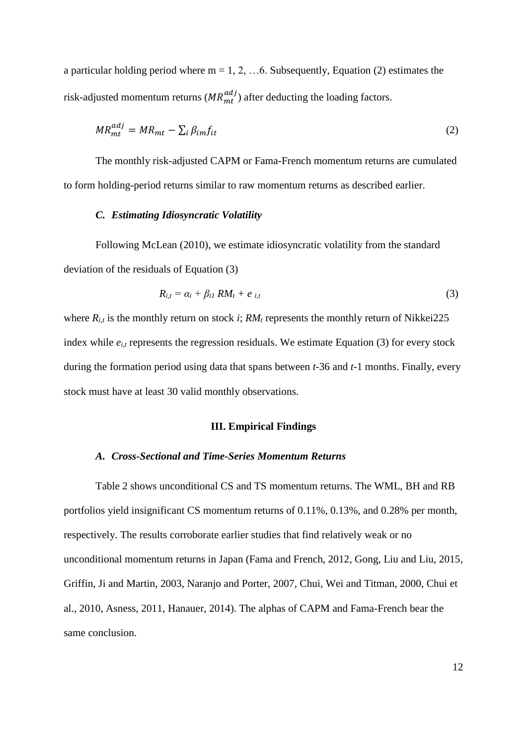a particular holding period where m = 1, 2, …6. Subsequently, Equation (2) estimates the risk-adjusted momentum returns ($MR_{mt}^{adj}$) after deducting the loading factors.

$$MR_{mt}^{adj} = MR_{mt} - \sum_i \beta_{im} f_{it} \tag{2}$$

The monthly risk-adjusted CAPM or Fama-French momentum returns are cumulated to form holding-period returns similar to raw momentum returns as described earlier.

### *C. Estimating Idiosyncratic Volatility*

Following McLean (2010), we estimate idiosyncratic volatility from the standard deviation of the residuals of Equation (3)

$$R_{i,t} = \alpha_i + \beta_{i1} RM_t + e_{i,t} \tag{3}$$

where $R_{i,t}$ is the monthly return on stock *i*; $RM_t$ represents the monthly return of Nikkei225 index while $e_{i,t}$ represents the regression residuals. We estimate Equation (3) for every stock during the formation period using data that spans between *t*-36 and *t*-1 months. Finally, every stock must have at least 30 valid monthly observations.

## III. Empirical Findings

### *A. Cross-Sectional and Time-Series Momentum Returns*

Table 2 shows unconditional CS and TS momentum returns. The WML, BH and RB portfolios yield insignificant CS momentum returns of 0.11%, 0.13%, and 0.28% per month, respectively. The results corroborate earlier studies that find relatively weak or no unconditional momentum returns in Japan (Fama and French, 2012, Gong, Liu and Liu, 2015, Griffin, Ji and Martin, 2003, Naranjo and Porter, 2007, Chui, Wei and Titman, 2000, Chui et al., 2010, Asness, 2011, Hanauer, 2014). The alphas of CAPM and Fama-French bear the same conclusion.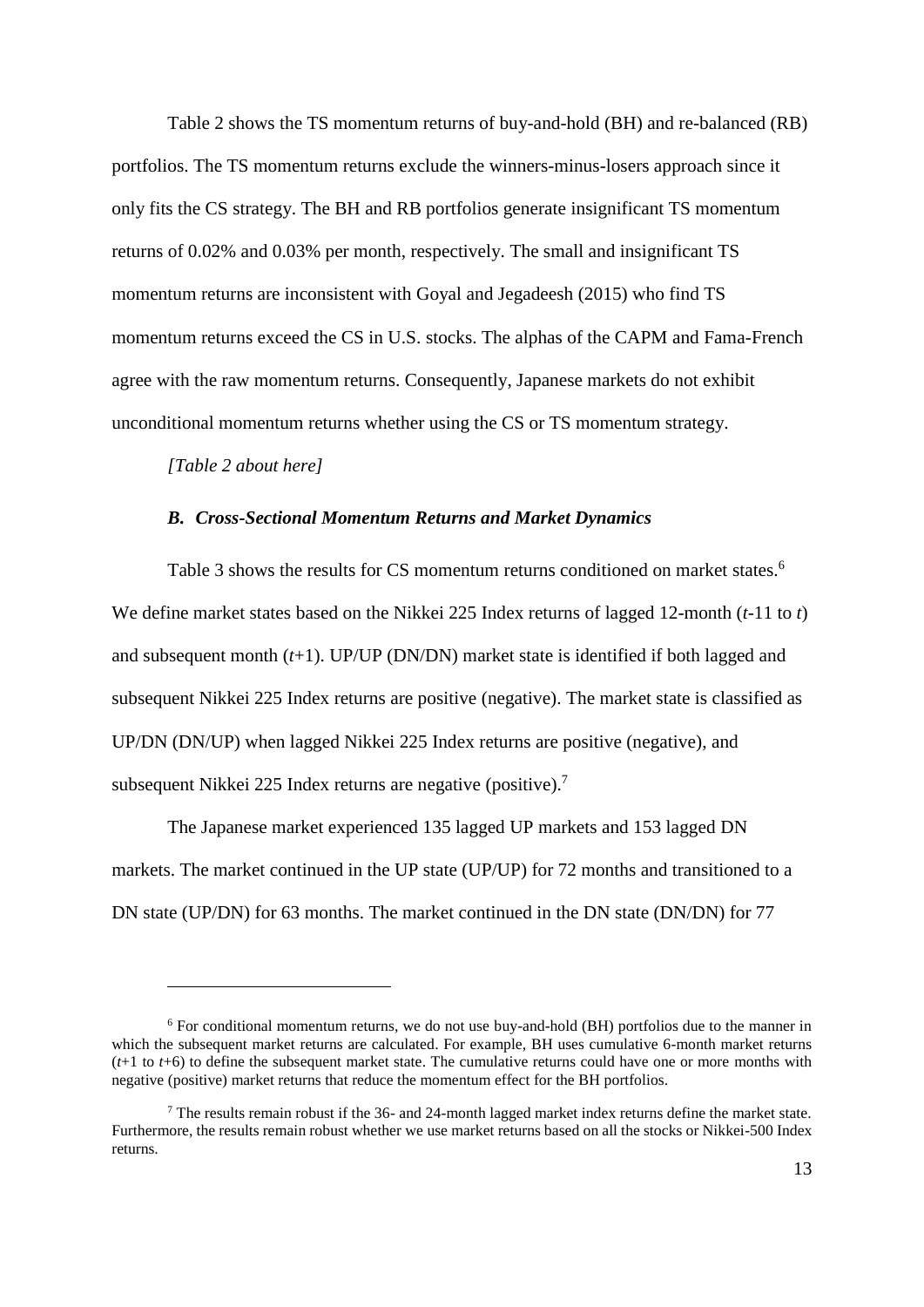Table 2 shows the TS momentum returns of buy-and-hold (BH) and re-balanced (RB) portfolios. The TS momentum returns exclude the winners-minus-losers approach since it only fits the CS strategy. The BH and RB portfolios generate insignificant TS momentum returns of 0.02% and 0.03% per month, respectively. The small and insignificant TS momentum returns are inconsistent with Goyal and Jegadeesh (2015) who find TS momentum returns exceed the CS in U.S. stocks. The alphas of the CAPM and Fama-French agree with the raw momentum returns. Consequently, Japanese markets do not exhibit unconditional momentum returns whether using the CS or TS momentum strategy.

*[Table 2 about here]*

### *B. Cross-Sectional Momentum Returns and Market Dynamics*

Table 3 shows the results for CS momentum returns conditioned on market states.[6] We define market states based on the Nikkei 225 Index returns of lagged 12-month ($t$-11 to $t$) and subsequent month ($t$+1). UP/UP (DN/DN) market state is identified if both lagged and subsequent Nikkei 225 Index returns are positive (negative). The market state is classified as UP/DN (DN/UP) when lagged Nikkei 225 Index returns are positive (negative), and subsequent Nikkei 225 Index returns are negative (positive).[7]

The Japanese market experienced 135 lagged UP markets and 153 lagged DN markets. The market continued in the UP state (UP/UP) for 72 months and transitioned to a DN state (UP/DN) for 63 months. The market continued in the DN state (DN/DN) for 77

---

[6] For conditional momentum returns, we do not use buy-and-hold (BH) portfolios due to the manner in which the subsequent market returns are calculated. For example, BH uses cumulative 6-month market returns ($t$+1 to $t$+6) to define the subsequent market state. The cumulative returns could have one or more months with negative (positive) market returns that reduce the momentum effect for the BH portfolios.

[7] The results remain robust if the 36- and 24-month lagged market index returns define the market state. Furthermore, the results remain robust whether we use market returns based on all the stocks or Nikkei-500 Index returns.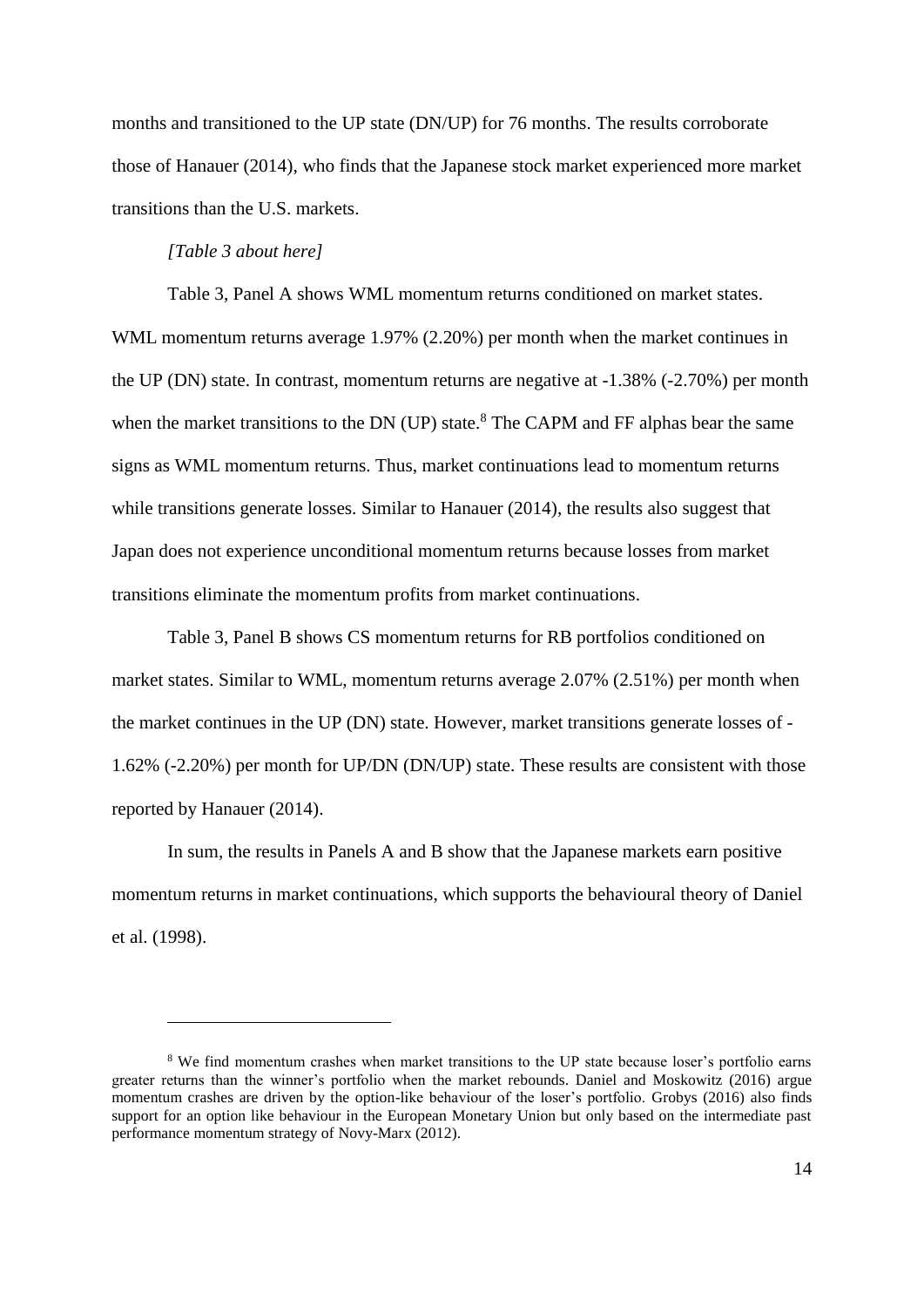months and transitioned to the UP state (DN/UP) for 76 months. The results corroborate those of Hanauer (2014), who finds that the Japanese stock market experienced more market transitions than the U.S. markets.

*[Table 3 about here]*

Table 3, Panel A shows WML momentum returns conditioned on market states. WML momentum returns average 1.97% (2.20%) per month when the market continues in the UP (DN) state. In contrast, momentum returns are negative at -1.38% (-2.70%) per month when the market transitions to the DN (UP) state.[8] The CAPM and FF alphas bear the same signs as WML momentum returns. Thus, market continuations lead to momentum returns while transitions generate losses. Similar to Hanauer (2014), the results also suggest that Japan does not experience unconditional momentum returns because losses from market transitions eliminate the momentum profits from market continuations.

Table 3, Panel B shows CS momentum returns for RB portfolios conditioned on market states. Similar to WML, momentum returns average 2.07% (2.51%) per month when the market continues in the UP (DN) state. However, market transitions generate losses of -1.62% (-2.20%) per month for UP/DN (DN/UP) state. These results are consistent with those reported by Hanauer (2014).

In sum, the results in Panels A and B show that the Japanese markets earn positive momentum returns in market continuations, which supports the behavioural theory of Daniel et al. (1998).

---

[8] We find momentum crashes when market transitions to the UP state because loser's portfolio earns greater returns than the winner's portfolio when the market rebounds. Daniel and Moskowitz (2016) argue momentum crashes are driven by the option-like behaviour of the loser's portfolio. Grobys (2016) also finds support for an option like behaviour in the European Monetary Union but only based on the intermediate past performance momentum strategy of Novy-Marx (2012).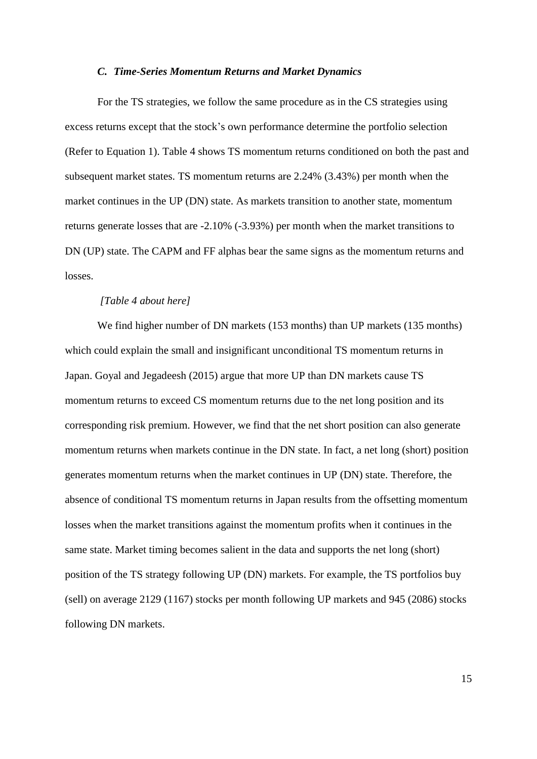### *C. Time-Series Momentum Returns and Market Dynamics*

For the TS strategies, we follow the same procedure as in the CS strategies using excess returns except that the stock's own performance determine the portfolio selection (Refer to Equation 1). Table 4 shows TS momentum returns conditioned on both the past and subsequent market states. TS momentum returns are 2.24% (3.43%) per month when the market continues in the UP (DN) state. As markets transition to another state, momentum returns generate losses that are -2.10% (-3.93%) per month when the market transitions to DN (UP) state. The CAPM and FF alphas bear the same signs as the momentum returns and losses.

*[Table 4 about here]*

We find higher number of DN markets (153 months) than UP markets (135 months) which could explain the small and insignificant unconditional TS momentum returns in Japan. Goyal and Jegadeesh (2015) argue that more UP than DN markets cause TS momentum returns to exceed CS momentum returns due to the net long position and its corresponding risk premium. However, we find that the net short position can also generate momentum returns when markets continue in the DN state. In fact, a net long (short) position generates momentum returns when the market continues in UP (DN) state. Therefore, the absence of conditional TS momentum returns in Japan results from the offsetting momentum losses when the market transitions against the momentum profits when it continues in the same state. Market timing becomes salient in the data and supports the net long (short) position of the TS strategy following UP (DN) markets. For example, the TS portfolios buy (sell) on average 2129 (1167) stocks per month following UP markets and 945 (2086) stocks following DN markets.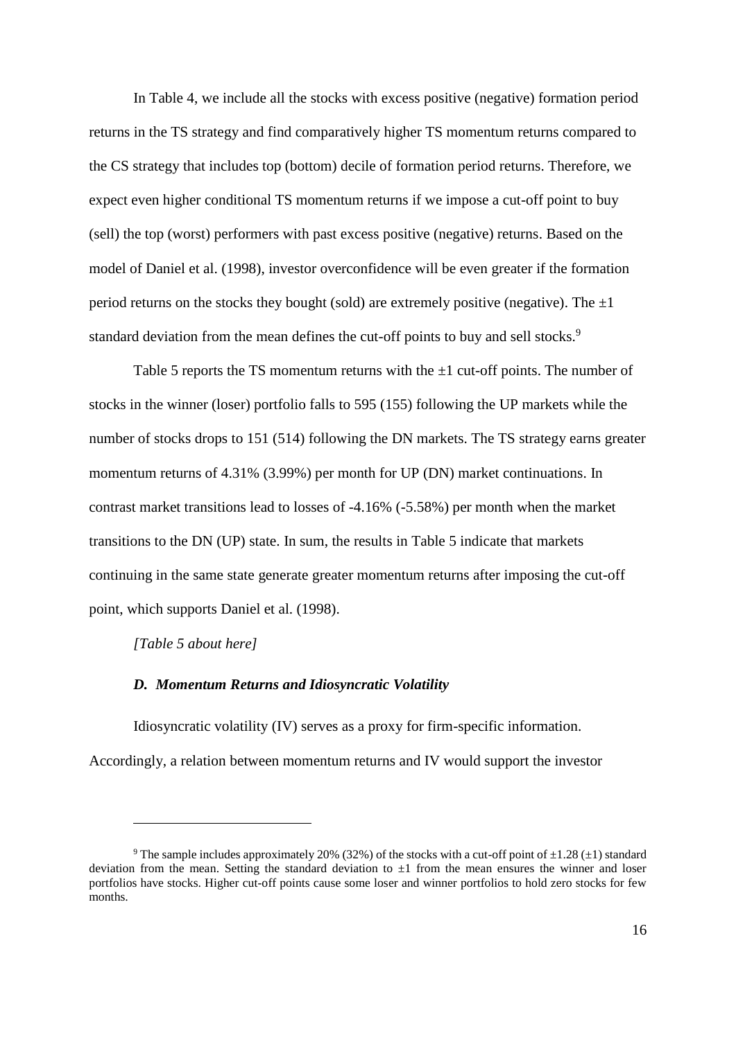In Table 4, we include all the stocks with excess positive (negative) formation period returns in the TS strategy and find comparatively higher TS momentum returns compared to the CS strategy that includes top (bottom) decile of formation period returns. Therefore, we expect even higher conditional TS momentum returns if we impose a cut-off point to buy (sell) the top (worst) performers with past excess positive (negative) returns. Based on the model of Daniel et al. (1998), investor overconfidence will be even greater if the formation period returns on the stocks they bought (sold) are extremely positive (negative). The $\pm 1$ standard deviation from the mean defines the cut-off points to buy and sell stocks.[9]

Table 5 reports the TS momentum returns with the $\pm 1$ cut-off points. The number of stocks in the winner (loser) portfolio falls to 595 (155) following the UP markets while the number of stocks drops to 151 (514) following the DN markets. The TS strategy earns greater momentum returns of 4.31% (3.99%) per month for UP (DN) market continuations. In contrast market transitions lead to losses of -4.16% (-5.58%) per month when the market transitions to the DN (UP) state. In sum, the results in Table 5 indicate that markets continuing in the same state generate greater momentum returns after imposing the cut-off point, which supports Daniel et al. (1998).

*[Table 5 about here]*

### *D. Momentum Returns and Idiosyncratic Volatility*

Idiosyncratic volatility (IV) serves as a proxy for firm-specific information. Accordingly, a relation between momentum returns and IV would support the investor

---

[9] The sample includes approximately 20% (32%) of the stocks with a cut-off point of $\pm 1.28$ ($\pm 1$) standard deviation from the mean. Setting the standard deviation to $\pm 1$ from the mean ensures the winner and loser portfolios have stocks. Higher cut-off points cause some loser and winner portfolios to hold zero stocks for few months.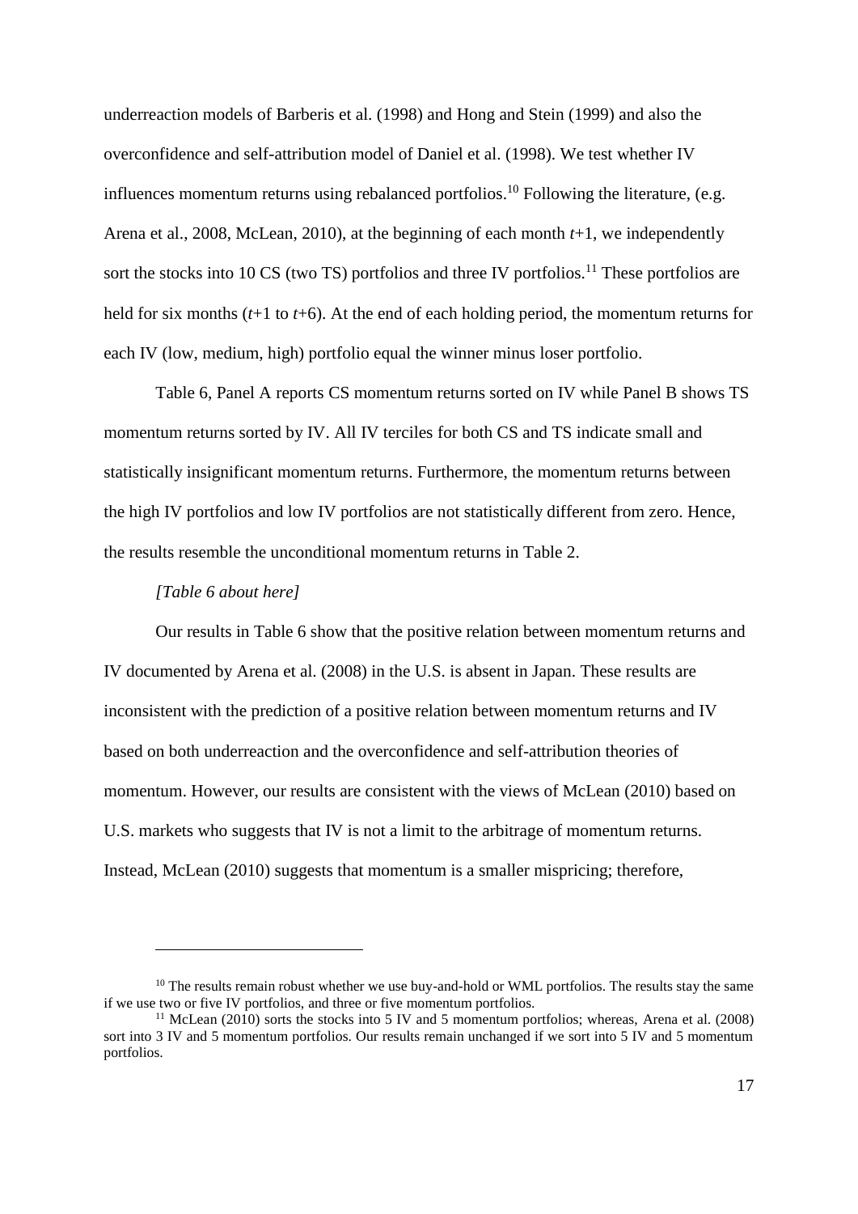underreaction models of Barberis et al. (1998) and Hong and Stein (1999) and also the overconfidence and self-attribution model of Daniel et al. (1998). We test whether IV influences momentum returns using rebalanced portfolios.[10] Following the literature, (e.g. Arena et al., 2008, McLean, 2010), at the beginning of each month $t$+1, we independently sort the stocks into 10 CS (two TS) portfolios and three IV portfolios.[11] These portfolios are held for six months ($t$+1 to $t$+6). At the end of each holding period, the momentum returns for each IV (low, medium, high) portfolio equal the winner minus loser portfolio.

Table 6, Panel A reports CS momentum returns sorted on IV while Panel B shows TS momentum returns sorted by IV. All IV terciles for both CS and TS indicate small and statistically insignificant momentum returns. Furthermore, the momentum returns between the high IV portfolios and low IV portfolios are not statistically different from zero. Hence, the results resemble the unconditional momentum returns in Table 2.

*[Table 6 about here]*

Our results in Table 6 show that the positive relation between momentum returns and IV documented by Arena et al. (2008) in the U.S. is absent in Japan. These results are inconsistent with the prediction of a positive relation between momentum returns and IV based on both underreaction and the overconfidence and self-attribution theories of momentum. However, our results are consistent with the views of McLean (2010) based on U.S. markets who suggests that IV is not a limit to the arbitrage of momentum returns. Instead, McLean (2010) suggests that momentum is a smaller mispricing; therefore,

---

[10] The results remain robust whether we use buy-and-hold or WML portfolios. The results stay the same if we use two or five IV portfolios, and three or five momentum portfolios.

[11] McLean (2010) sorts the stocks into 5 IV and 5 momentum portfolios; whereas, Arena et al. (2008) sort into 3 IV and 5 momentum portfolios. Our results remain unchanged if we sort into 5 IV and 5 momentum portfolios.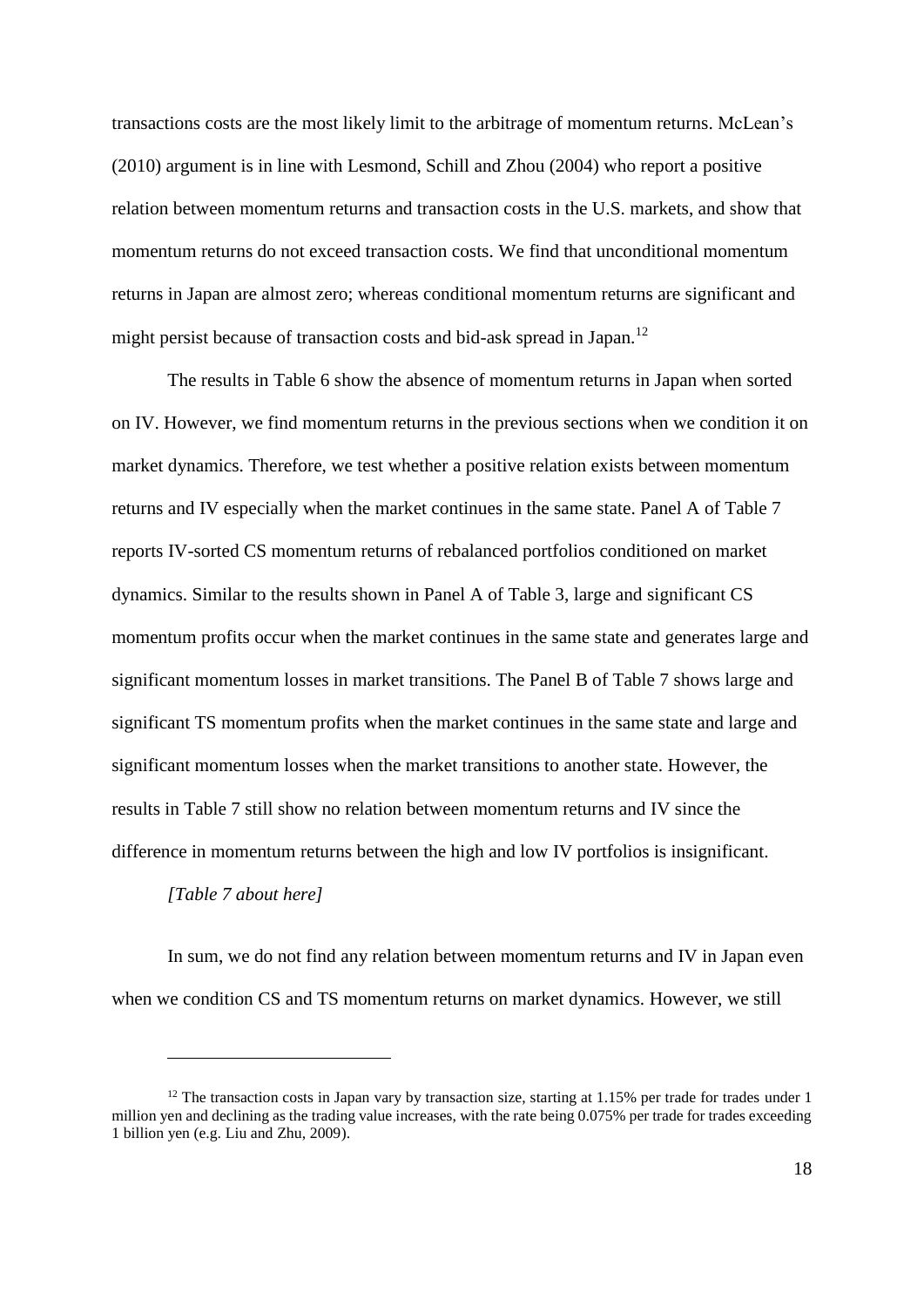transactions costs are the most likely limit to the arbitrage of momentum returns. McLean's (2010) argument is in line with Lesmond, Schill and Zhou (2004) who report a positive relation between momentum returns and transaction costs in the U.S. markets, and show that momentum returns do not exceed transaction costs. We find that unconditional momentum returns in Japan are almost zero; whereas conditional momentum returns are significant and might persist because of transaction costs and bid-ask spread in Japan.[12]

The results in Table 6 show the absence of momentum returns in Japan when sorted on IV. However, we find momentum returns in the previous sections when we condition it on market dynamics. Therefore, we test whether a positive relation exists between momentum returns and IV especially when the market continues in the same state. Panel A of Table 7 reports IV-sorted CS momentum returns of rebalanced portfolios conditioned on market dynamics. Similar to the results shown in Panel A of Table 3, large and significant CS momentum profits occur when the market continues in the same state and generates large and significant momentum losses in market transitions. The Panel B of Table 7 shows large and significant TS momentum profits when the market continues in the same state and large and significant momentum losses when the market transitions to another state. However, the results in Table 7 still show no relation between momentum returns and IV since the difference in momentum returns between the high and low IV portfolios is insignificant.

*[Table 7 about here]*

In sum, we do not find any relation between momentum returns and IV in Japan even when we condition CS and TS momentum returns on market dynamics. However, we still

[12] The transaction costs in Japan vary by transaction size, starting at 1.15% per trade for trades under 1 million yen and declining as the trading value increases, with the rate being 0.075% per trade for trades exceeding 1 billion yen (e.g. Liu and Zhu, 2009).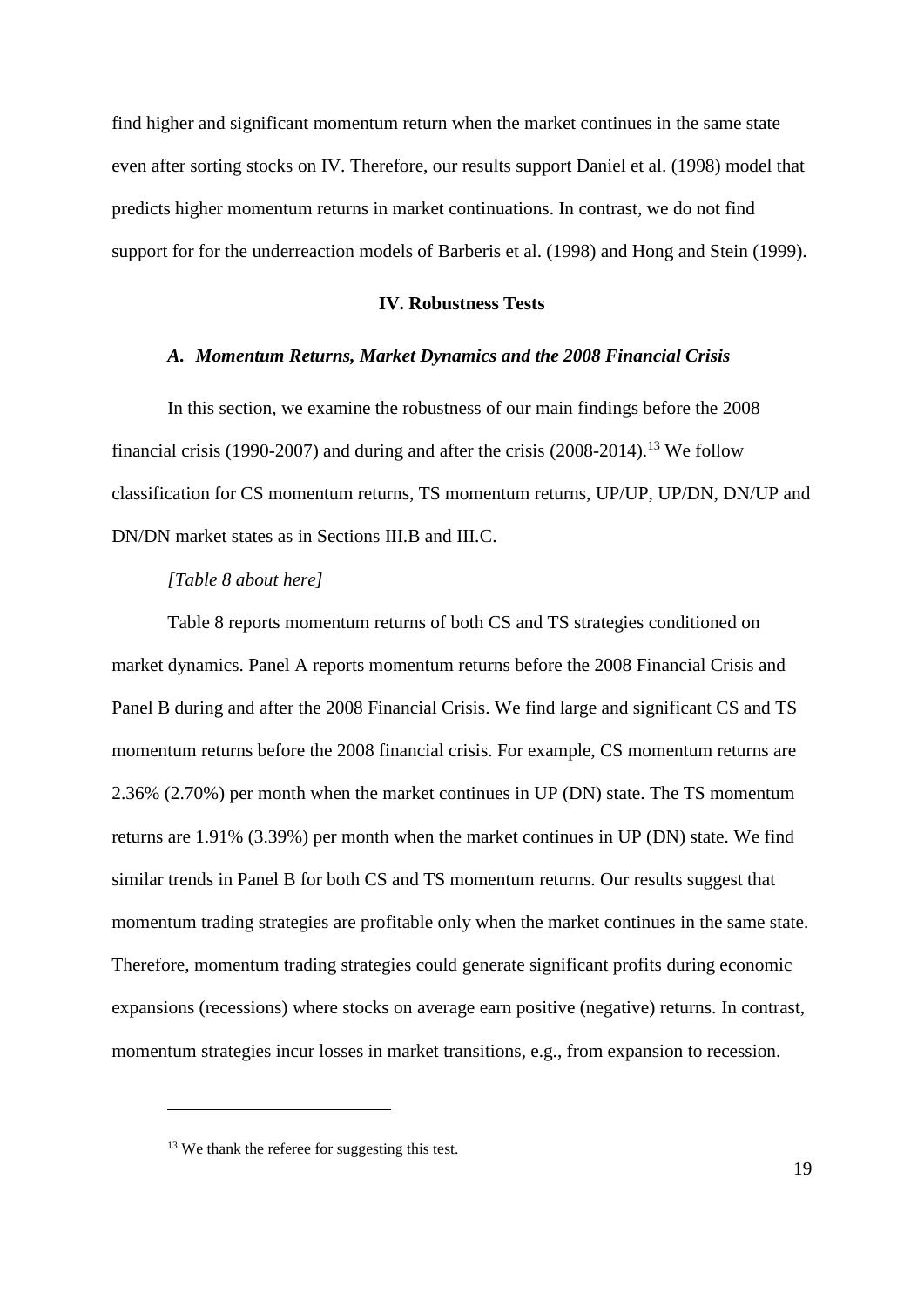find higher and significant momentum return when the market continues in the same state even after sorting stocks on IV. Therefore, our results support Daniel et al. (1998) model that predicts higher momentum returns in market continuations. In contrast, we do not find support for for the underreaction models of Barberis et al. (1998) and Hong and Stein (1999).

## IV. Robustness Tests

### *A. Momentum Returns, Market Dynamics and the 2008 Financial Crisis*

In this section, we examine the robustness of our main findings before the 2008 financial crisis (1990-2007) and during and after the crisis (2008-2014).[13] We follow classification for CS momentum returns, TS momentum returns, UP/UP, UP/DN, DN/UP and DN/DN market states as in Sections III.B and III.C.

*[Table 8 about here]*

Table 8 reports momentum returns of both CS and TS strategies conditioned on market dynamics. Panel A reports momentum returns before the 2008 Financial Crisis and Panel B during and after the 2008 Financial Crisis. We find large and significant CS and TS momentum returns before the 2008 financial crisis. For example, CS momentum returns are 2.36% (2.70%) per month when the market continues in UP (DN) state. The TS momentum returns are 1.91% (3.39%) per month when the market continues in UP (DN) state. We find similar trends in Panel B for both CS and TS momentum returns. Our results suggest that momentum trading strategies are profitable only when the market continues in the same state. Therefore, momentum trading strategies could generate significant profits during economic expansions (recessions) where stocks on average earn positive (negative) returns. In contrast, momentum strategies incur losses in market transitions, e.g., from expansion to recession.

---

[13] We thank the referee for suggesting this test.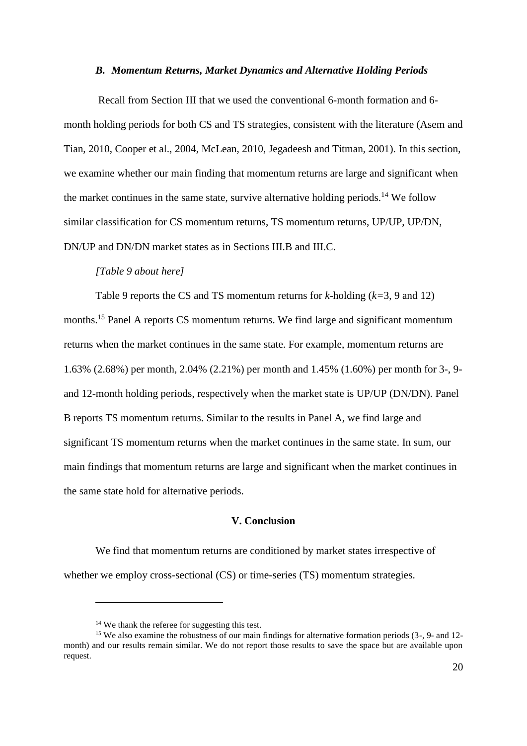### *B. Momentum Returns, Market Dynamics and Alternative Holding Periods*

Recall from Section III that we used the conventional 6-month formation and 6-month holding periods for both CS and TS strategies, consistent with the literature (Asem and Tian, 2010, Cooper et al., 2004, McLean, 2010, Jegadeesh and Titman, 2001). In this section, we examine whether our main finding that momentum returns are large and significant when the market continues in the same state, survive alternative holding periods.[14] We follow similar classification for CS momentum returns, TS momentum returns, UP/UP, UP/DN, DN/UP and DN/DN market states as in Sections III.B and III.C.

*[Table 9 about here]*

Table 9 reports the CS and TS momentum returns for *k*-holding (*k*=3, 9 and 12) months.[15] Panel A reports CS momentum returns. We find large and significant momentum returns when the market continues in the same state. For example, momentum returns are 1.63% (2.68%) per month, 2.04% (2.21%) per month and 1.45% (1.60%) per month for 3-, 9- and 12-month holding periods, respectively when the market state is UP/UP (DN/DN). Panel B reports TS momentum returns. Similar to the results in Panel A, we find large and significant TS momentum returns when the market continues in the same state. In sum, our main findings that momentum returns are large and significant when the market continues in the same state hold for alternative periods.

## V. Conclusion

We find that momentum returns are conditioned by market states irrespective of whether we employ cross-sectional (CS) or time-series (TS) momentum strategies.

---

[14] We thank the referee for suggesting this test.

[15] We also examine the robustness of our main findings for alternative formation periods (3-, 9- and 12-month) and our results remain similar. We do not report those results to save the space but are available upon request.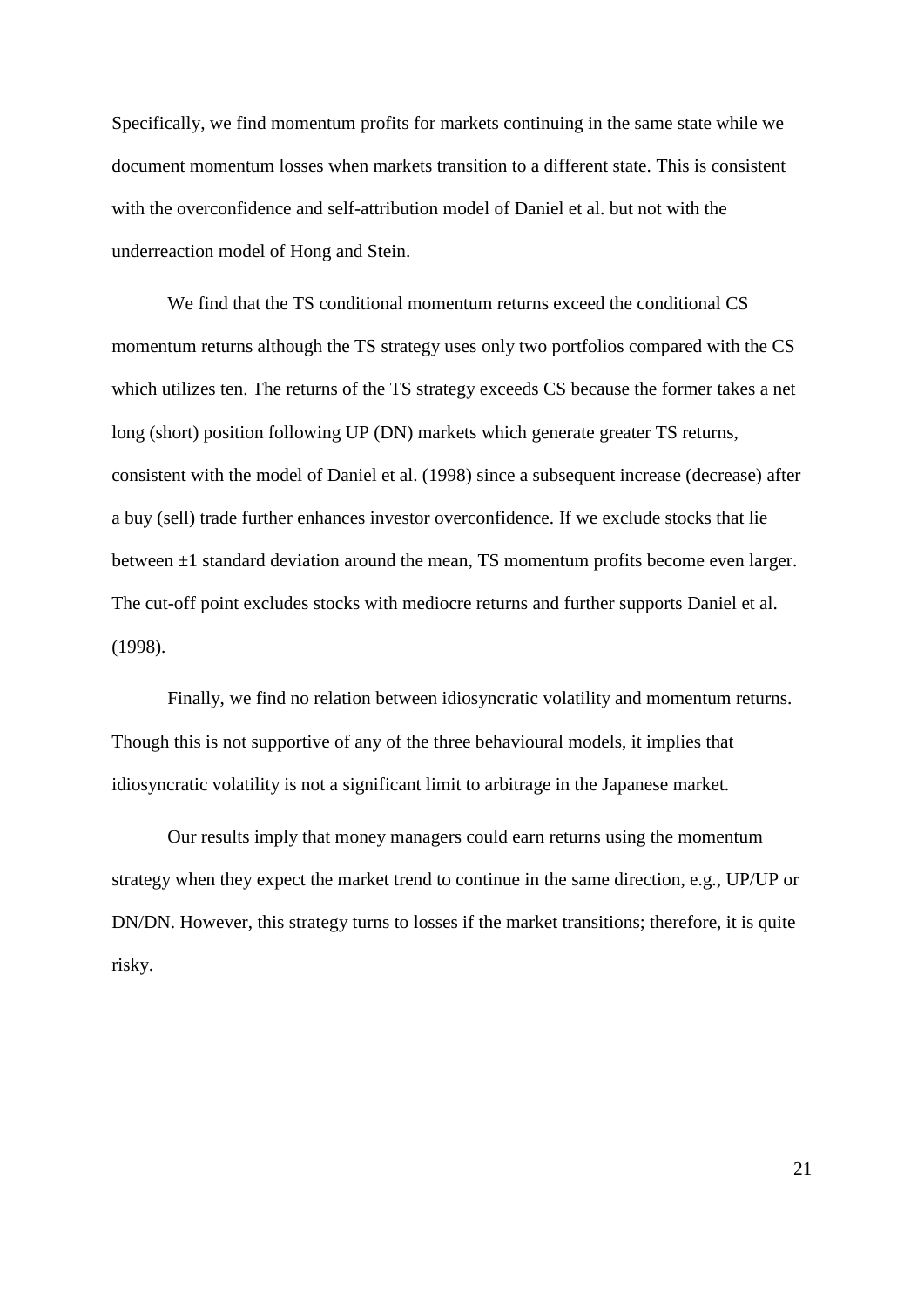Specifically, we find momentum profits for markets continuing in the same state while we document momentum losses when markets transition to a different state. This is consistent with the overconfidence and self-attribution model of Daniel et al. but not with the underreaction model of Hong and Stein.

We find that the TS conditional momentum returns exceed the conditional CS momentum returns although the TS strategy uses only two portfolios compared with the CS which utilizes ten. The returns of the TS strategy exceeds CS because the former takes a net long (short) position following UP (DN) markets which generate greater TS returns, consistent with the model of Daniel et al. (1998) since a subsequent increase (decrease) after a buy (sell) trade further enhances investor overconfidence. If we exclude stocks that lie between ±1 standard deviation around the mean, TS momentum profits become even larger. The cut-off point excludes stocks with mediocre returns and further supports Daniel et al. (1998).

Finally, we find no relation between idiosyncratic volatility and momentum returns. Though this is not supportive of any of the three behavioural models, it implies that idiosyncratic volatility is not a significant limit to arbitrage in the Japanese market.

Our results imply that money managers could earn returns using the momentum strategy when they expect the market trend to continue in the same direction, e.g., UP/UP or DN/DN. However, this strategy turns to losses if the market transitions; therefore, it is quite risky.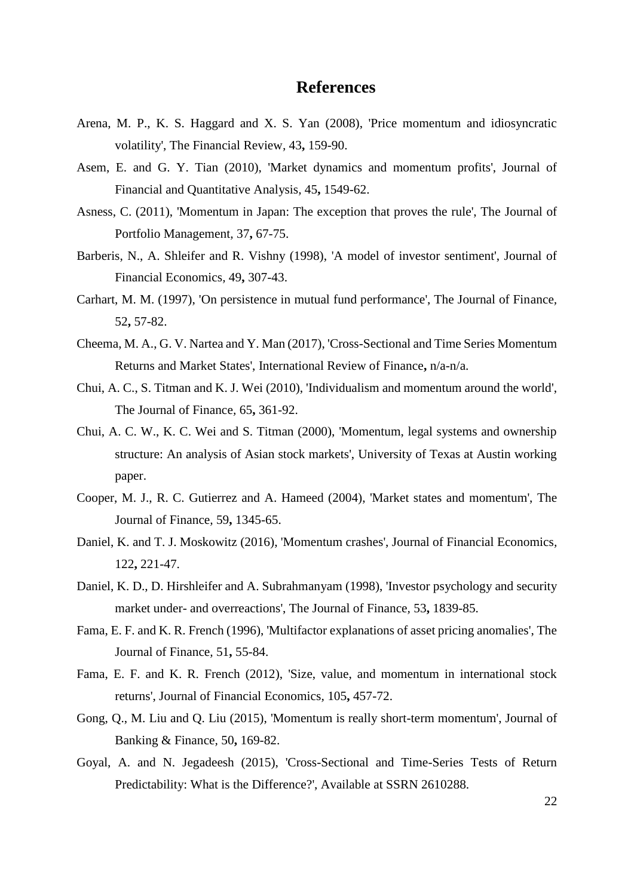# References

Arena, M. P., K. S. Haggard and X. S. Yan (2008), 'Price momentum and idiosyncratic volatility', The Financial Review, 43**,** 159-90.

Asem, E. and G. Y. Tian (2010), 'Market dynamics and momentum profits', Journal of Financial and Quantitative Analysis, 45**,** 1549-62.

Asness, C. (2011), 'Momentum in Japan: The exception that proves the rule', The Journal of Portfolio Management, 37**,** 67-75.

Barberis, N., A. Shleifer and R. Vishny (1998), 'A model of investor sentiment', Journal of Financial Economics, 49**,** 307-43.

Carhart, M. M. (1997), 'On persistence in mutual fund performance', The Journal of Finance, 52**,** 57-82.

Cheema, M. A., G. V. Nartea and Y. Man (2017), 'Cross-Sectional and Time Series Momentum Returns and Market States', International Review of Finance**,** n/a-n/a.

Chui, A. C., S. Titman and K. J. Wei (2010), 'Individualism and momentum around the world', The Journal of Finance, 65**,** 361-92.

Chui, A. C. W., K. C. Wei and S. Titman (2000), 'Momentum, legal systems and ownership structure: An analysis of Asian stock markets', University of Texas at Austin working paper.

Cooper, M. J., R. C. Gutierrez and A. Hameed (2004), 'Market states and momentum', The Journal of Finance, 59**,** 1345-65.

Daniel, K. and T. J. Moskowitz (2016), 'Momentum crashes', Journal of Financial Economics, 122**,** 221-47.

Daniel, K. D., D. Hirshleifer and A. Subrahmanyam (1998), 'Investor psychology and security market under- and overreactions', The Journal of Finance, 53**,** 1839-85.

Fama, E. F. and K. R. French (1996), 'Multifactor explanations of asset pricing anomalies', The Journal of Finance, 51**,** 55-84.

Fama, E. F. and K. R. French (2012), 'Size, value, and momentum in international stock returns', Journal of Financial Economics, 105**,** 457-72.

Gong, Q., M. Liu and Q. Liu (2015), 'Momentum is really short-term momentum', Journal of Banking & Finance, 50**,** 169-82.

Goyal, A. and N. Jegadeesh (2015), 'Cross-Sectional and Time-Series Tests of Return Predictability: What is the Difference?', Available at SSRN 2610288.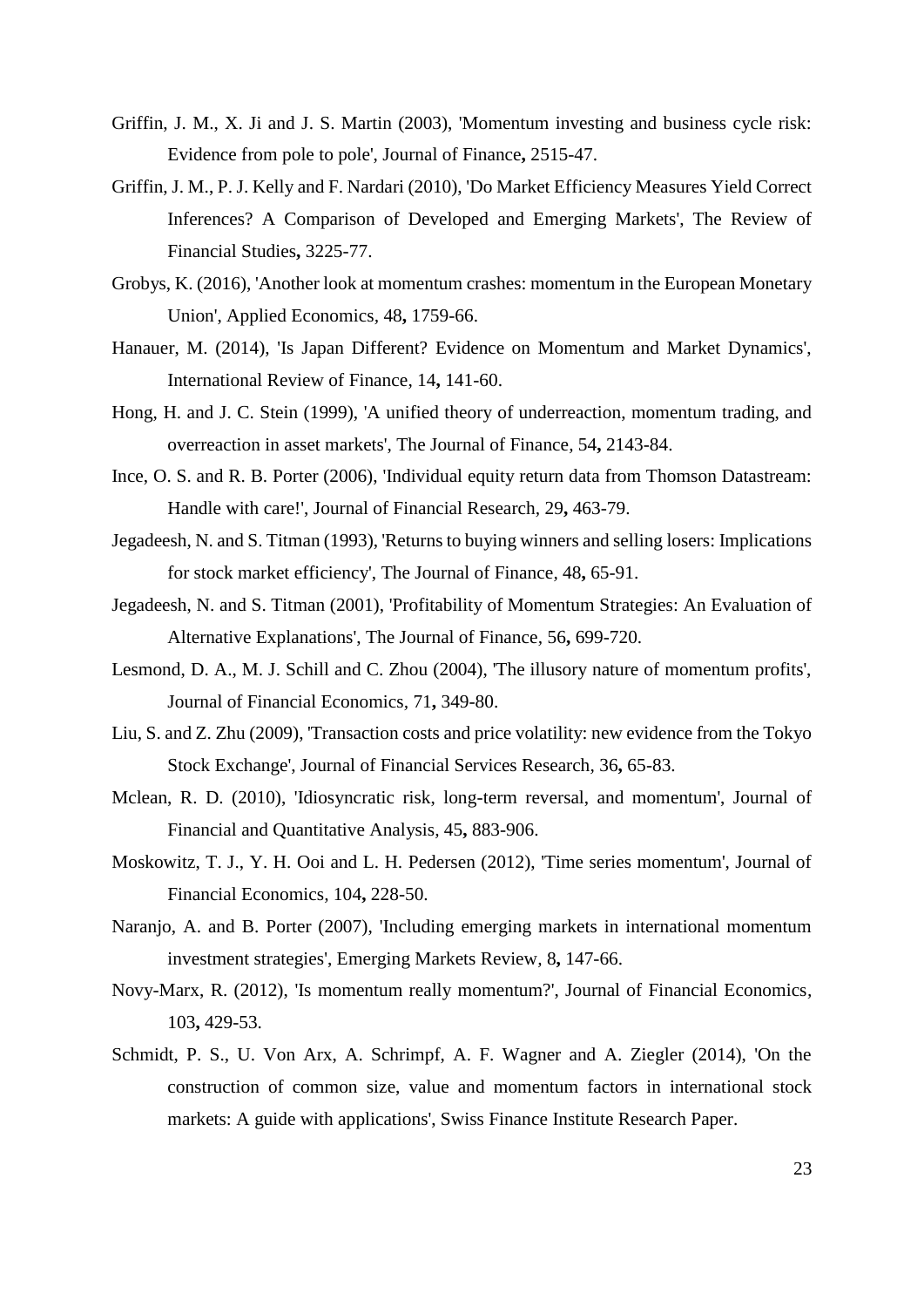Griffin, J. M., X. Ji and J. S. Martin (2003), 'Momentum investing and business cycle risk: Evidence from pole to pole', Journal of Finance**,** 2515-47.

Griffin, J. M., P. J. Kelly and F. Nardari (2010), 'Do Market Efficiency Measures Yield Correct Inferences? A Comparison of Developed and Emerging Markets', The Review of Financial Studies**,** 3225-77.

Grobys, K. (2016), 'Another look at momentum crashes: momentum in the European Monetary Union', Applied Economics, 48**,** 1759-66.

Hanauer, M. (2014), 'Is Japan Different? Evidence on Momentum and Market Dynamics', International Review of Finance, 14**,** 141-60.

Hong, H. and J. C. Stein (1999), 'A unified theory of underreaction, momentum trading, and overreaction in asset markets', The Journal of Finance, 54**,** 2143-84.

Ince, O. S. and R. B. Porter (2006), 'Individual equity return data from Thomson Datastream: Handle with care!', Journal of Financial Research, 29**,** 463-79.

Jegadeesh, N. and S. Titman (1993), 'Returns to buying winners and selling losers: Implications for stock market efficiency', The Journal of Finance, 48**,** 65-91.

Jegadeesh, N. and S. Titman (2001), 'Profitability of Momentum Strategies: An Evaluation of Alternative Explanations', The Journal of Finance, 56**,** 699-720.

Lesmond, D. A., M. J. Schill and C. Zhou (2004), 'The illusory nature of momentum profits', Journal of Financial Economics, 71**,** 349-80.

Liu, S. and Z. Zhu (2009), 'Transaction costs and price volatility: new evidence from the Tokyo Stock Exchange', Journal of Financial Services Research, 36**,** 65-83.

Mclean, R. D. (2010), 'Idiosyncratic risk, long-term reversal, and momentum', Journal of Financial and Quantitative Analysis, 45**,** 883-906.

Moskowitz, T. J., Y. H. Ooi and L. H. Pedersen (2012), 'Time series momentum', Journal of Financial Economics, 104**,** 228-50.

Naranjo, A. and B. Porter (2007), 'Including emerging markets in international momentum investment strategies', Emerging Markets Review, 8**,** 147-66.

Novy-Marx, R. (2012), 'Is momentum really momentum?', Journal of Financial Economics, 103**,** 429-53.

Schmidt, P. S., U. Von Arx, A. Schrimpf, A. F. Wagner and A. Ziegler (2014), 'On the construction of common size, value and momentum factors in international stock markets: A guide with applications', Swiss Finance Institute Research Paper.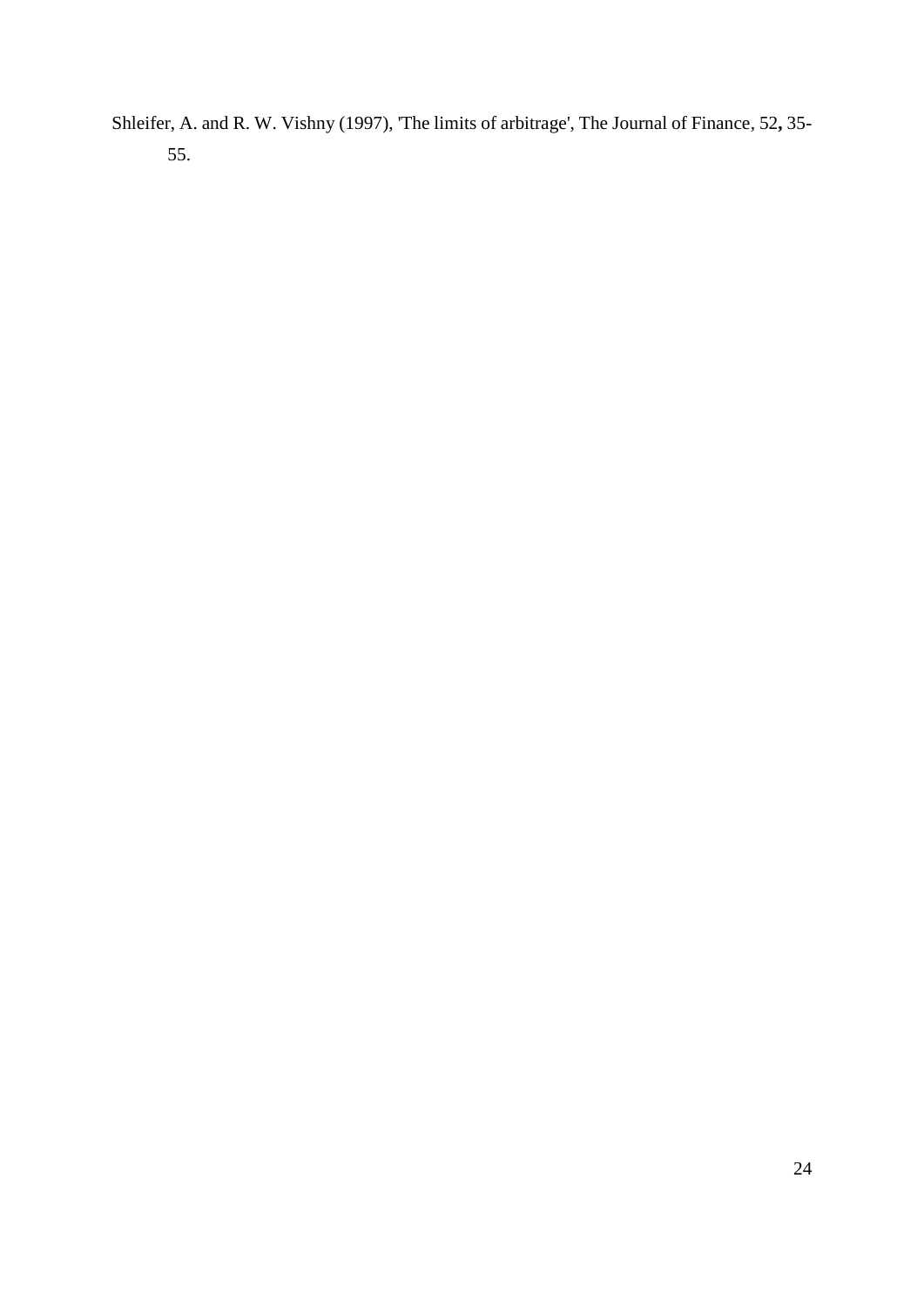Shleifer, A. and R. W. Vishny (1997), 'The limits of arbitrage', The Journal of Finance, 52**,** 35-55.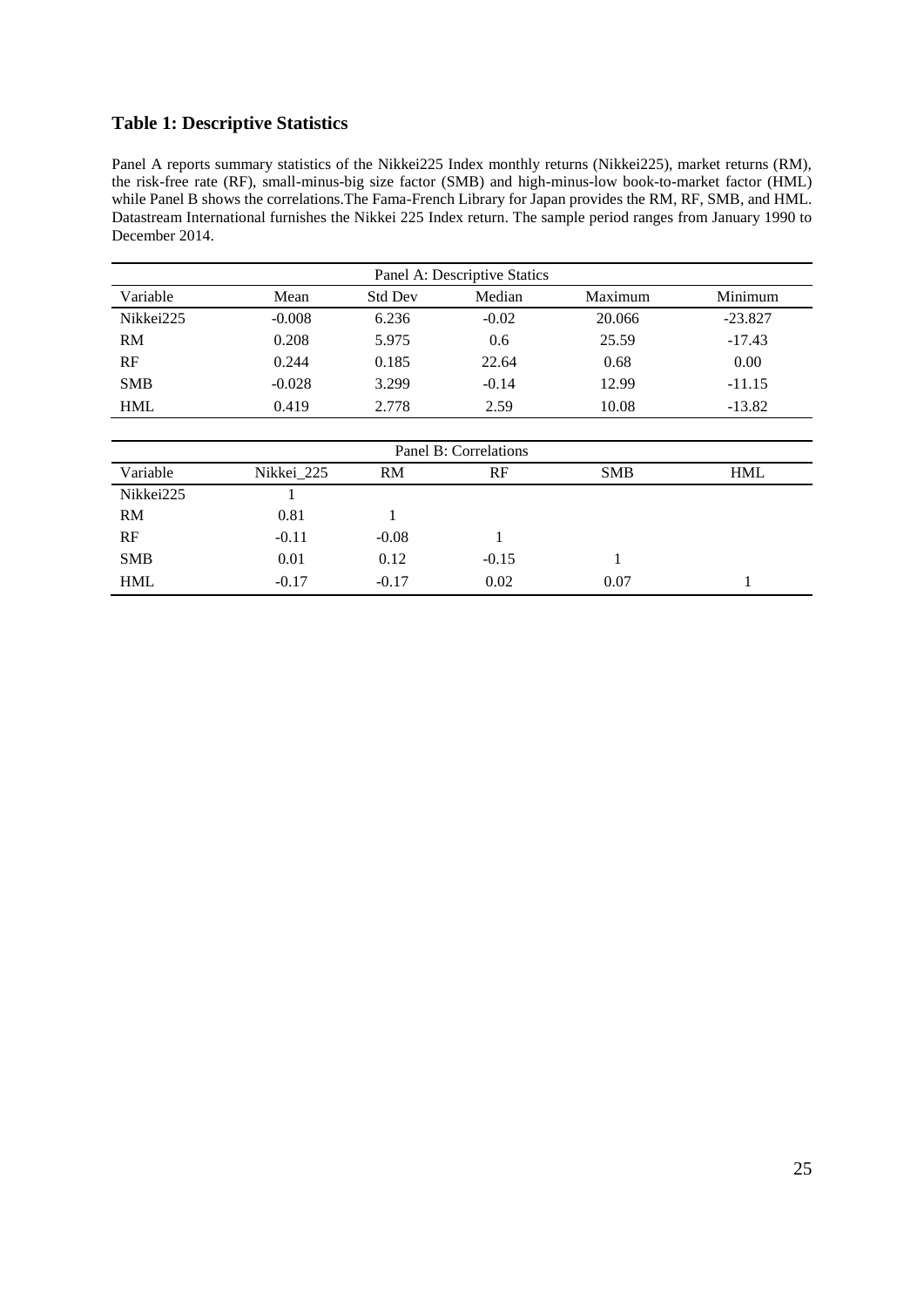## Table 1: Descriptive Statistics

Panel A reports summary statistics of the Nikkei225 Index monthly returns (Nikkei225), market returns (RM), the risk-free rate (RF), small-minus-big size factor (SMB) and high-minus-low book-to-market factor (HML) while Panel B shows the correlations.The Fama-French Library for Japan provides the RM, RF, SMB, and HML. Datastream International furnishes the Nikkei 225 Index return. The sample period ranges from January 1990 to December 2014.

| Panel A: Descriptive Statics | | | | | |
|---|---|---|---|---|---|
| Variable | Mean | Std Dev | Median | Maximum | Minimum |
| Nikkei225 | -0.008 | 6.236 | -0.02 | 20.066 | -23.827 |
| RM | 0.208 | 5.975 | 0.6 | 25.59 | -17.43 |
| RF | 0.244 | 0.185 | 22.64 | 0.68 | 0.00 |
| SMB | -0.028 | 3.299 | -0.14 | 12.99 | -11.15 |
| HML | 0.419 | 2.778 | 2.59 | 10.08 | -13.82 |

| Panel B: Correlations | | | | | |
|---|---|---|---|---|---|
| Variable | Nikkei_225 | RM | RF | SMB | HML |
| Nikkei225 | 1 | | | | |
| RM | 0.81 | 1 | | | |
| RF | -0.11 | -0.08 | 1 | | |
| SMB | 0.01 | 0.12 | -0.15 | 1 | |
| HML | -0.17 | -0.17 | 0.02 | 0.07 | 1 |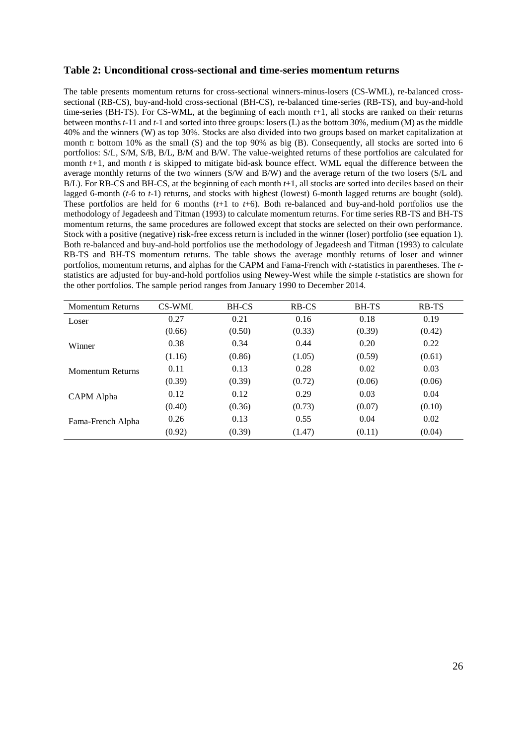### Table 2: Unconditional cross-sectional and time-series momentum returns

The table presents momentum returns for cross-sectional winners-minus-losers (CS-WML), re-balanced cross-sectional (RB-CS), buy-and-hold cross-sectional (BH-CS), re-balanced time-series (RB-TS), and buy-and-hold time-series (BH-TS). For CS-WML, at the beginning of each month $t$+1, all stocks are ranked on their returns between months $t$-11 and $t$-1 and sorted into three groups: losers (L) as the bottom 30%, medium (M) as the middle 40% and the winners (W) as top 30%. Stocks are also divided into two groups based on market capitalization at month $t$: bottom 10% as the small (S) and the top 90% as big (B). Consequently, all stocks are sorted into 6 portfolios: S/L, S/M, S/B, B/L, B/M and B/W. The value-weighted returns of these portfolios are calculated for month $t$+1, and month $t$ is skipped to mitigate bid-ask bounce effect. WML equal the difference between the average monthly returns of the two winners (S/W and B/W) and the average return of the two losers (S/L and B/L). For RB-CS and BH-CS, at the beginning of each month $t$+1, all stocks are sorted into deciles based on their lagged 6-month ($t$-6 to $t$-1) returns, and stocks with highest (lowest) 6-month lagged returns are bought (sold). These portfolios are held for 6 months ($t$+1 to $t$+6). Both re-balanced and buy-and-hold portfolios use the methodology of Jegadeesh and Titman (1993) to calculate momentum returns. For time series RB-TS and BH-TS momentum returns, the same procedures are followed except that stocks are selected on their own performance. Stock with a positive (negative) risk-free excess return is included in the winner (loser) portfolio (see equation 1). Both re-balanced and buy-and-hold portfolios use the methodology of Jegadeesh and Titman (1993) to calculate RB-TS and BH-TS momentum returns. The table shows the average monthly returns of loser and winner portfolios, momentum returns, and alphas for the CAPM and Fama-French with $t$-statistics in parentheses. The $t$-statistics are adjusted for buy-and-hold portfolios using Newey-West while the simple $t$-statistics are shown for the other portfolios. The sample period ranges from January 1990 to December 2014.

| Momentum Returns | CS-WML | BH-CS | RB-CS | BH-TS | RB-TS |
|---|---|---|---|---|---|
| Loser | 0.27 | 0.21 | 0.16 | 0.18 | 0.19 |
| | (0.66) | (0.50) | (0.33) | (0.39) | (0.42) |
| Winner | 0.38 | 0.34 | 0.44 | 0.20 | 0.22 |
| | (1.16) | (0.86) | (1.05) | (0.59) | (0.61) |
| Momentum Returns | 0.11 | 0.13 | 0.28 | 0.02 | 0.03 |
| | (0.39) | (0.39) | (0.72) | (0.06) | (0.06) |
| CAPM Alpha | 0.12 | 0.12 | 0.29 | 0.03 | 0.04 |
| | (0.40) | (0.36) | (0.73) | (0.07) | (0.10) |
| Fama-French Alpha | 0.26 | 0.13 | 0.55 | 0.04 | 0.02 |
| | (0.92) | (0.39) | (1.47) | (0.11) | (0.04) |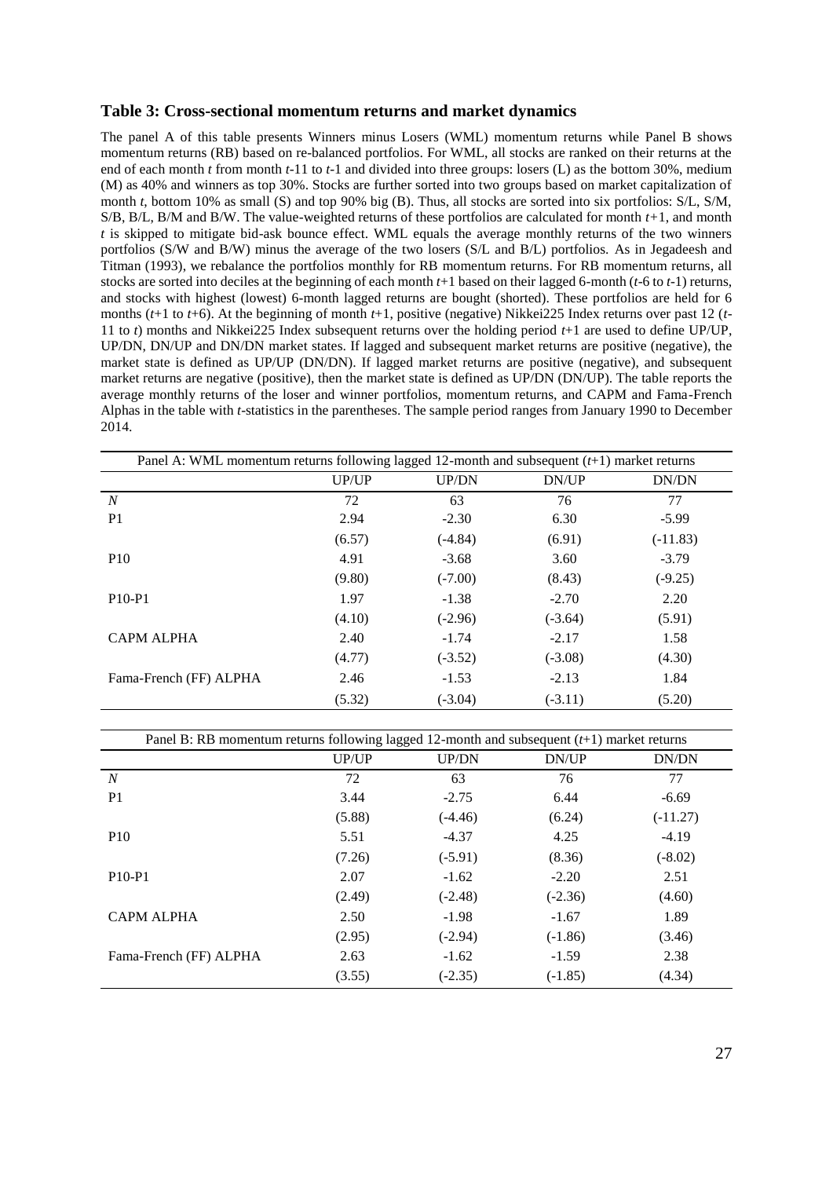### Table 3: Cross-sectional momentum returns and market dynamics

The panel A of this table presents Winners minus Losers (WML) momentum returns while Panel B shows momentum returns (RB) based on re-balanced portfolios. For WML, all stocks are ranked on their returns at the end of each month *t* from month *t*-11 to *t*-1 and divided into three groups: losers (L) as the bottom 30%, medium (M) as 40% and winners as top 30%. Stocks are further sorted into two groups based on market capitalization of month *t*, bottom 10% as small (S) and top 90% big (B). Thus, all stocks are sorted into six portfolios: S/L, S/M, S/B, B/L, B/M and B/W. The value-weighted returns of these portfolios are calculated for month *t*+1, and month *t* is skipped to mitigate bid-ask bounce effect. WML equals the average monthly returns of the two winners portfolios (S/W and B/W) minus the average of the two losers (S/L and B/L) portfolios. As in Jegadeesh and Titman (1993), we rebalance the portfolios monthly for RB momentum returns. For RB momentum returns, all stocks are sorted into deciles at the beginning of each month *t*+1 based on their lagged 6-month (*t*-6 to *t*-1) returns, and stocks with highest (lowest) 6-month lagged returns are bought (shorted). These portfolios are held for 6 months (*t*+1 to *t*+6). At the beginning of month *t*+1, positive (negative) Nikkei225 Index returns over past 12 (*t*-11 to *t*) months and Nikkei225 Index subsequent returns over the holding period *t*+1 are used to define UP/UP, UP/DN, DN/UP and DN/DN market states. If lagged and subsequent market returns are positive (negative), the market state is defined as UP/UP (DN/DN). If lagged market returns are positive (negative), and subsequent market returns are negative (positive), then the market state is defined as UP/DN (DN/UP). The table reports the average monthly returns of the loser and winner portfolios, momentum returns, and CAPM and Fama-French Alphas in the table with *t*-statistics in the parentheses. The sample period ranges from January 1990 to December 2014.

| Panel A: WML momentum returns following lagged 12-month and subsequent (*t*+1) market returns | | | | |
|---|---|---|---|---|
| | UP/UP | UP/DN | DN/UP | DN/DN |
| *N* | 72 | 63 | 76 | 77 |
| P1 | 2.94 | -2.30 | 6.30 | -5.99 |
| | (6.57) | (-4.84) | (6.91) | (-11.83) |
| P10 | 4.91 | -3.68 | 3.60 | -3.79 |
| | (9.80) | (-7.00) | (8.43) | (-9.25) |
| P10-P1 | 1.97 | -1.38 | -2.70 | 2.20 |
| | (4.10) | (-2.96) | (-3.64) | (5.91) |
| CAPM ALPHA | 2.40 | -1.74 | -2.17 | 1.58 |
| | (4.77) | (-3.52) | (-3.08) | (4.30) |
| Fama-French (FF) ALPHA | 2.46 | -1.53 | -2.13 | 1.84 |
| | (5.32) | (-3.04) | (-3.11) | (5.20) |

| Panel B: RB momentum returns following lagged 12-month and subsequent (*t*+1) market returns | | | | |
|---|---|---|---|---|
| | UP/UP | UP/DN | DN/UP | DN/DN |
| *N* | 72 | 63 | 76 | 77 |
| P1 | 3.44 | -2.75 | 6.44 | -6.69 |
| | (5.88) | (-4.46) | (6.24) | (-11.27) |
| P10 | 5.51 | -4.37 | 4.25 | -4.19 |
| | (7.26) | (-5.91) | (8.36) | (-8.02) |
| P10-P1 | 2.07 | -1.62 | -2.20 | 2.51 |
| | (2.49) | (-2.48) | (-2.36) | (4.60) |
| CAPM ALPHA | 2.50 | -1.98 | -1.67 | 1.89 |
| | (2.95) | (-2.94) | (-1.86) | (3.46) |
| Fama-French (FF) ALPHA | 2.63 | -1.62 | -1.59 | 2.38 |
| | (3.55) | (-2.35) | (-1.85) | (4.34) |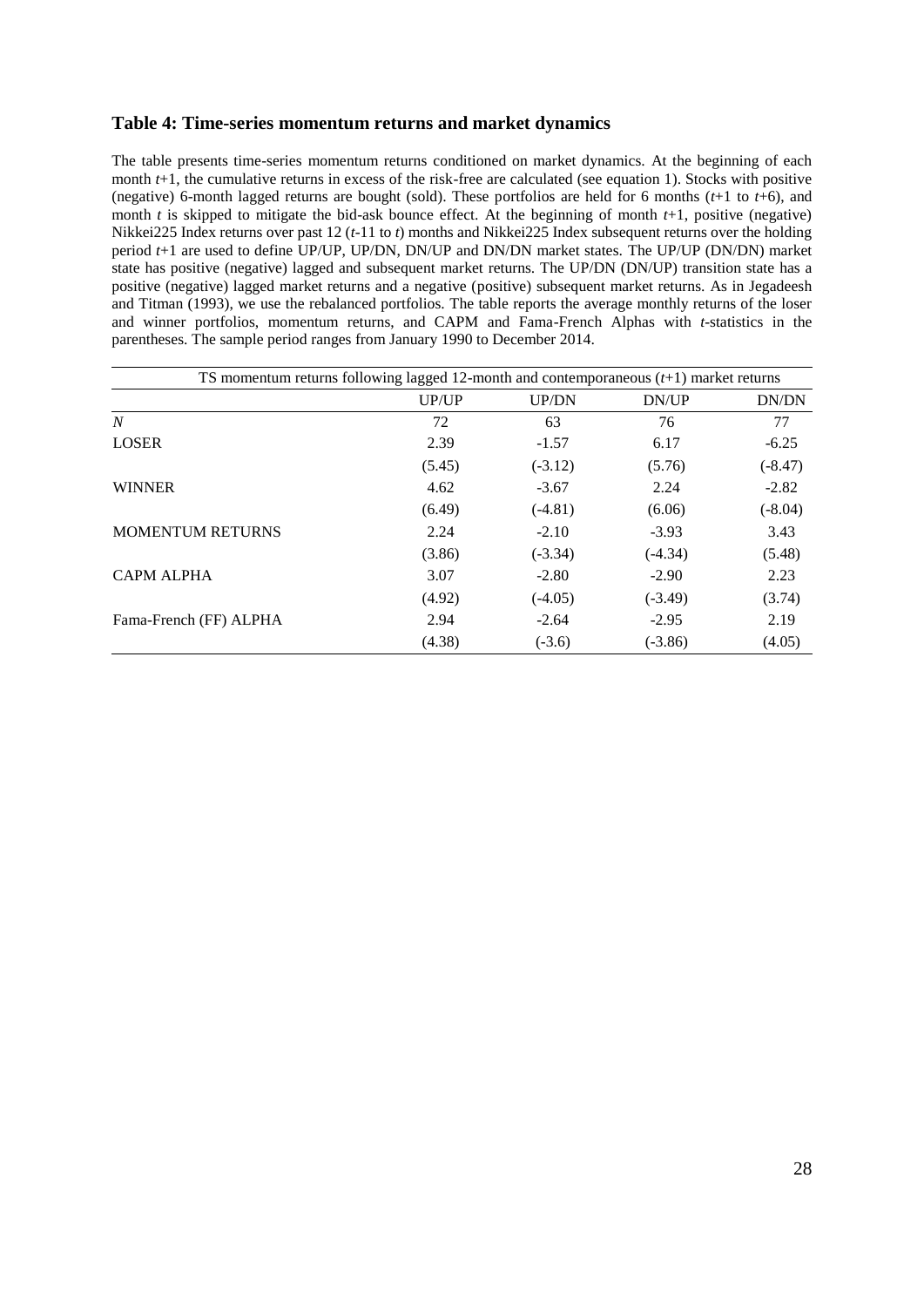### Table 4: Time-series momentum returns and market dynamics

The table presents time-series momentum returns conditioned on market dynamics. At the beginning of each month $t$+1, the cumulative returns in excess of the risk-free are calculated (see equation 1). Stocks with positive (negative) 6-month lagged returns are bought (sold). These portfolios are held for 6 months ($t$+1 to $t$+6), and month $t$ is skipped to mitigate the bid-ask bounce effect. At the beginning of month $t$+1, positive (negative) Nikkei225 Index returns over past 12 ($t$-11 to $t$) months and Nikkei225 Index subsequent returns over the holding period $t$+1 are used to define UP/UP, UP/DN, DN/UP and DN/DN market states. The UP/UP (DN/DN) market state has positive (negative) lagged and subsequent market returns. The UP/DN (DN/UP) transition state has a positive (negative) lagged market returns and a negative (positive) subsequent market returns. As in Jegadeesh and Titman (1993), we use the rebalanced portfolios. The table reports the average monthly returns of the loser and winner portfolios, momentum returns, and CAPM and Fama-French Alphas with $t$-statistics in the parentheses. The sample period ranges from January 1990 to December 2014.

| TS momentum returns following lagged 12-month and contemporaneous ($t$+1) market returns | | | | |
|---|---|---|---|---|
| | UP/UP | UP/DN | DN/UP | DN/DN |
| $N$ | 72 | 63 | 76 | 77 |
| LOSER | 2.39 | -1.57 | 6.17 | -6.25 |
| | (5.45) | (-3.12) | (5.76) | (-8.47) |
| WINNER | 4.62 | -3.67 | 2.24 | -2.82 |
| | (6.49) | (-4.81) | (6.06) | (-8.04) |
| MOMENTUM RETURNS | 2.24 | -2.10 | -3.93 | 3.43 |
| | (3.86) | (-3.34) | (-4.34) | (5.48) |
| CAPM ALPHA | 3.07 | -2.80 | -2.90 | 2.23 |
| | (4.92) | (-4.05) | (-3.49) | (3.74) |
| Fama-French (FF) ALPHA | 2.94 | -2.64 | -2.95 | 2.19 |
| | (4.38) | (-3.6) | (-3.86) | (4.05) |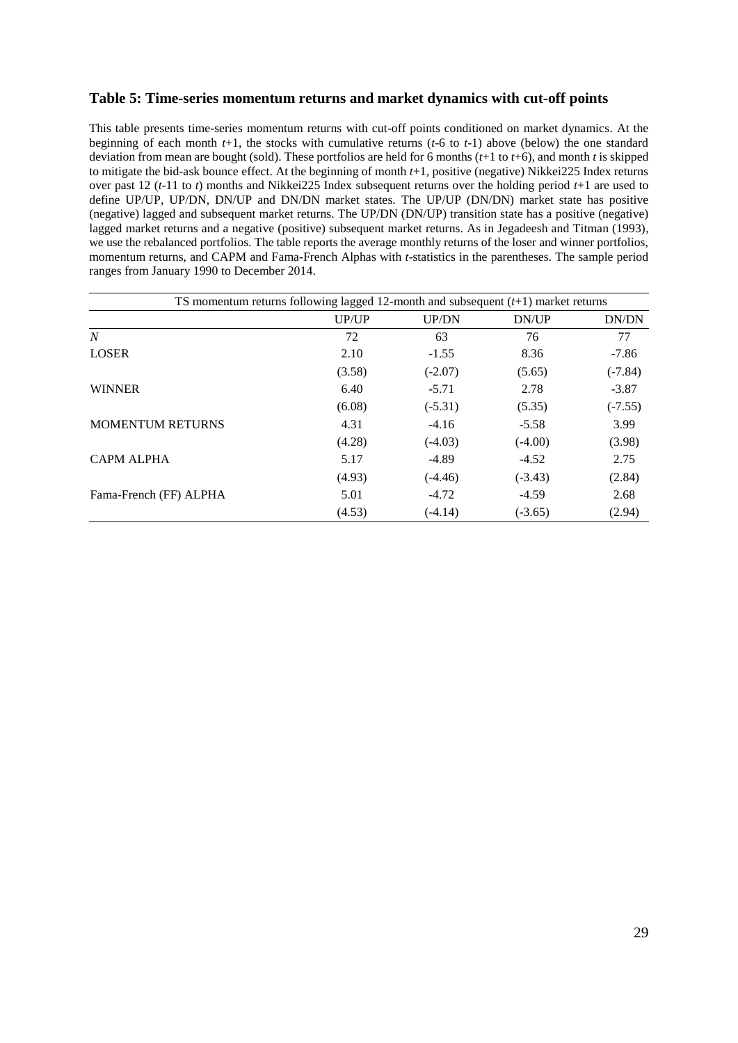### Table 5: Time-series momentum returns and market dynamics with cut-off points

This table presents time-series momentum returns with cut-off points conditioned on market dynamics. At the beginning of each month $t$+1, the stocks with cumulative returns ($t$-6 to $t$-1) above (below) the one standard deviation from mean are bought (sold). These portfolios are held for 6 months ($t$+1 to $t$+6), and month $t$ is skipped to mitigate the bid-ask bounce effect. At the beginning of month $t$+1, positive (negative) Nikkei225 Index returns over past 12 ($t$-11 to $t$) months and Nikkei225 Index subsequent returns over the holding period $t$+1 are used to define UP/UP, UP/DN, DN/UP and DN/DN market states. The UP/UP (DN/DN) market state has positive (negative) lagged and subsequent market returns. The UP/DN (DN/UP) transition state has a positive (negative) lagged market returns and a negative (positive) subsequent market returns. As in Jegadeesh and Titman (1993), we use the rebalanced portfolios. The table reports the average monthly returns of the loser and winner portfolios, momentum returns, and CAPM and Fama-French Alphas with $t$-statistics in the parentheses. The sample period ranges from January 1990 to December 2014.

| | TS momentum returns following lagged 12-month and subsequent ($t$+1) market returns | | | |
|---|---|---|---|---|
| | UP/UP | UP/DN | DN/UP | DN/DN |
| $N$ | 72 | 63 | 76 | 77 |
| LOSER | 2.10 | -1.55 | 8.36 | -7.86 |
| | (3.58) | (-2.07) | (5.65) | (-7.84) |
| WINNER | 6.40 | -5.71 | 2.78 | -3.87 |
| | (6.08) | (-5.31) | (5.35) | (-7.55) |
| MOMENTUM RETURNS | 4.31 | -4.16 | -5.58 | 3.99 |
| | (4.28) | (-4.03) | (-4.00) | (3.98) |
| CAPM ALPHA | 5.17 | -4.89 | -4.52 | 2.75 |
| | (4.93) | (-4.46) | (-3.43) | (2.84) |
| Fama-French (FF) ALPHA | 5.01 | -4.72 | -4.59 | 2.68 |
| | (4.53) | (-4.14) | (-3.65) | (2.94) |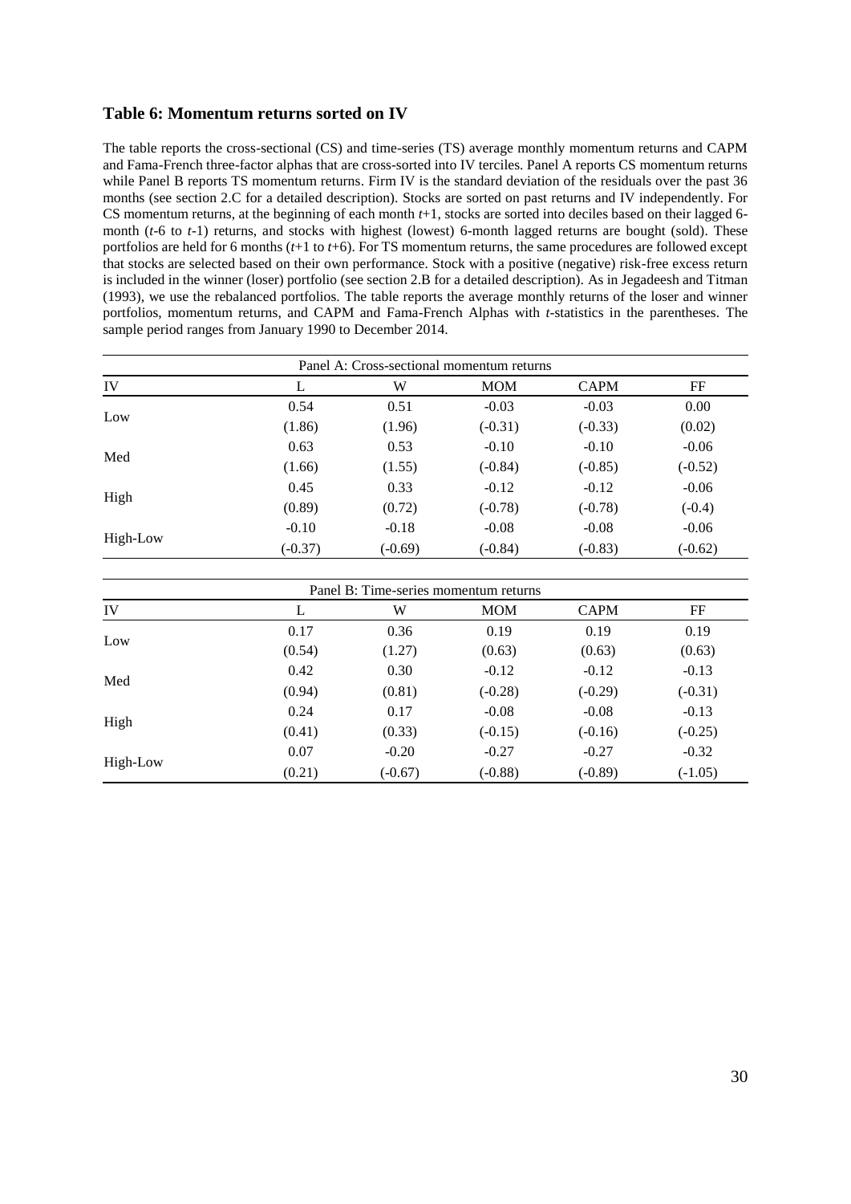### Table 6: Momentum returns sorted on IV

The table reports the cross-sectional (CS) and time-series (TS) average monthly momentum returns and CAPM and Fama-French three-factor alphas that are cross-sorted into IV terciles. Panel A reports CS momentum returns while Panel B reports TS momentum returns. Firm IV is the standard deviation of the residuals over the past 36 months (see section 2.C for a detailed description). Stocks are sorted on past returns and IV independently. For CS momentum returns, at the beginning of each month *t*+1, stocks are sorted into deciles based on their lagged 6-month (*t*-6 to *t*-1) returns, and stocks with highest (lowest) 6-month lagged returns are bought (sold). These portfolios are held for 6 months (*t*+1 to *t*+6). For TS momentum returns, the same procedures are followed except that stocks are selected based on their own performance. Stock with a positive (negative) risk-free excess return is included in the winner (loser) portfolio (see section 2.B for a detailed description). As in Jegadeesh and Titman (1993), we use the rebalanced portfolios. The table reports the average monthly returns of the loser and winner portfolios, momentum returns, and CAPM and Fama-French Alphas with *t*-statistics in the parentheses. The sample period ranges from January 1990 to December 2014.

| Panel A: Cross-sectional momentum returns | | | | | |
|---|---|---|---|---|---|
| IV | L | W | MOM | CAPM | FF |
| Low | 0.54 | 0.51 | -0.03 | -0.03 | 0.00 |
| | (1.86) | (1.96) | (-0.31) | (-0.33) | (0.02) |
| Med | 0.63 | 0.53 | -0.10 | -0.10 | -0.06 |
| | (1.66) | (1.55) | (-0.84) | (-0.85) | (-0.52) |
| High | 0.45 | 0.33 | -0.12 | -0.12 | -0.06 |
| | (0.89) | (0.72) | (-0.78) | (-0.78) | (-0.4) |
| High-Low | -0.10 | -0.18 | -0.08 | -0.08 | -0.06 |
| | (-0.37) | (-0.69) | (-0.84) | (-0.83) | (-0.62) |

| Panel B: Time-series momentum returns | | | | | |
|---|---|---|---|---|---|
| IV | L | W | MOM | CAPM | FF |
| Low | 0.17 | 0.36 | 0.19 | 0.19 | 0.19 |
| | (0.54) | (1.27) | (0.63) | (0.63) | (0.63) |
| Med | 0.42 | 0.30 | -0.12 | -0.12 | -0.13 |
| | (0.94) | (0.81) | (-0.28) | (-0.29) | (-0.31) |
| High | 0.24 | 0.17 | -0.08 | -0.08 | -0.13 |
| | (0.41) | (0.33) | (-0.15) | (-0.16) | (-0.25) |
| High-Low | 0.07 | -0.20 | -0.27 | -0.27 | -0.32 |
| | (0.21) | (-0.67) | (-0.88) | (-0.89) | (-1.05) |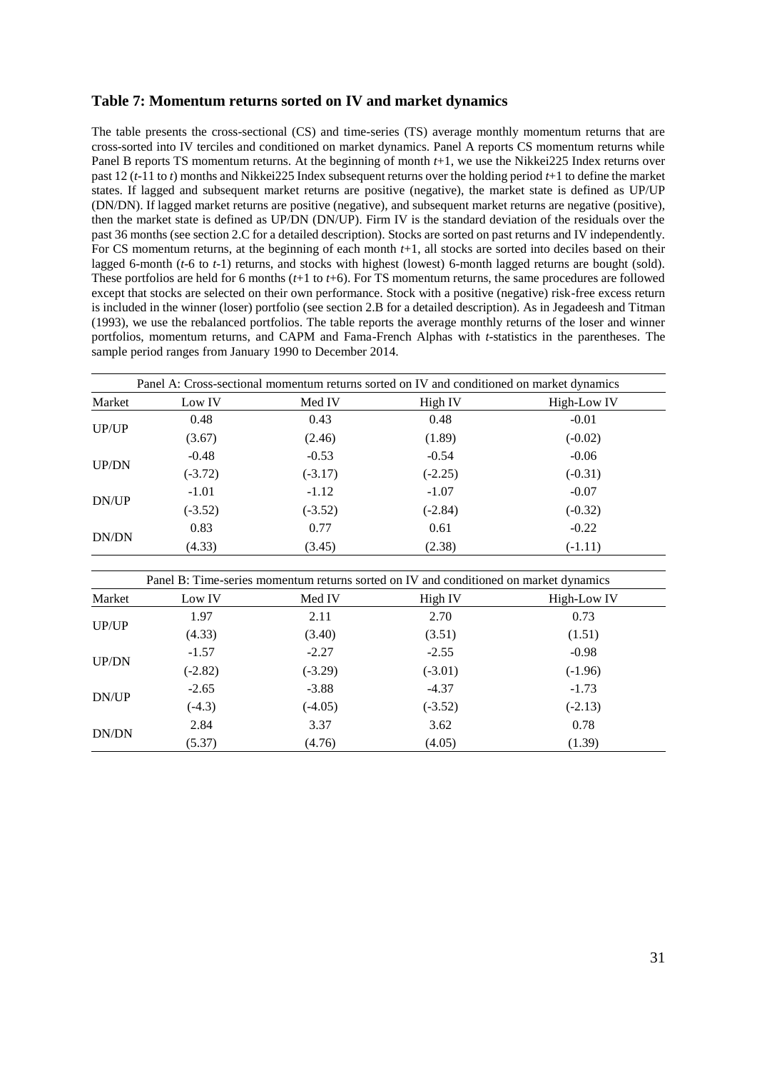### Table 7: Momentum returns sorted on IV and market dynamics

The table presents the cross-sectional (CS) and time-series (TS) average monthly momentum returns that are cross-sorted into IV terciles and conditioned on market dynamics. Panel A reports CS momentum returns while Panel B reports TS momentum returns. At the beginning of month $t$+1, we use the Nikkei225 Index returns over past 12 ($t$-11 to $t$) months and Nikkei225 Index subsequent returns over the holding period $t$+1 to define the market states. If lagged and subsequent market returns are positive (negative), the market state is defined as UP/UP (DN/DN). If lagged market returns are positive (negative), and subsequent market returns are negative (positive), then the market state is defined as UP/DN (DN/UP). Firm IV is the standard deviation of the residuals over the past 36 months (see section 2.C for a detailed description). Stocks are sorted on past returns and IV independently. For CS momentum returns, at the beginning of each month $t$+1, all stocks are sorted into deciles based on their lagged 6-month ($t$-6 to $t$-1) returns, and stocks with highest (lowest) 6-month lagged returns are bought (sold). These portfolios are held for 6 months ($t$+1 to $t$+6). For TS momentum returns, the same procedures are followed except that stocks are selected on their own performance. Stock with a positive (negative) risk-free excess return is included in the winner (loser) portfolio (see section 2.B for a detailed description). As in Jegadeesh and Titman (1993), we use the rebalanced portfolios. The table reports the average monthly returns of the loser and winner portfolios, momentum returns, and CAPM and Fama-French Alphas with $t$-statistics in the parentheses. The sample period ranges from January 1990 to December 2014.

| Panel A: Cross-sectional momentum returns sorted on IV and conditioned on market dynamics | | | | |
|---|---|---|---|---|
| Market | Low IV | Med IV | High IV | High-Low IV |
| UP/UP | 0.48 | 0.43 | 0.48 | -0.01 |
| | (3.67) | (2.46) | (1.89) | (-0.02) |
| UP/DN | -0.48 | -0.53 | -0.54 | -0.06 |
| | (-3.72) | (-3.17) | (-2.25) | (-0.31) |
| DN/UP | -1.01 | -1.12 | -1.07 | -0.07 |
| | (-3.52) | (-3.52) | (-2.84) | (-0.32) |
| DN/DN | 0.83 | 0.77 | 0.61 | -0.22 |
| | (4.33) | (3.45) | (2.38) | (-1.11) |

| Panel B: Time-series momentum returns sorted on IV and conditioned on market dynamics | | | | |
|---|---|---|---|---|
| Market | Low IV | Med IV | High IV | High-Low IV |
| UP/UP | 1.97 | 2.11 | 2.70 | 0.73 |
| | (4.33) | (3.40) | (3.51) | (1.51) |
| UP/DN | -1.57 | -2.27 | -2.55 | -0.98 |
| | (-2.82) | (-3.29) | (-3.01) | (-1.96) |
| DN/UP | -2.65 | -3.88 | -4.37 | -1.73 |
| | (-4.3) | (-4.05) | (-3.52) | (-2.13) |
| DN/DN | 2.84 | 3.37 | 3.62 | 0.78 |
| | (5.37) | (4.76) | (4.05) | (1.39) |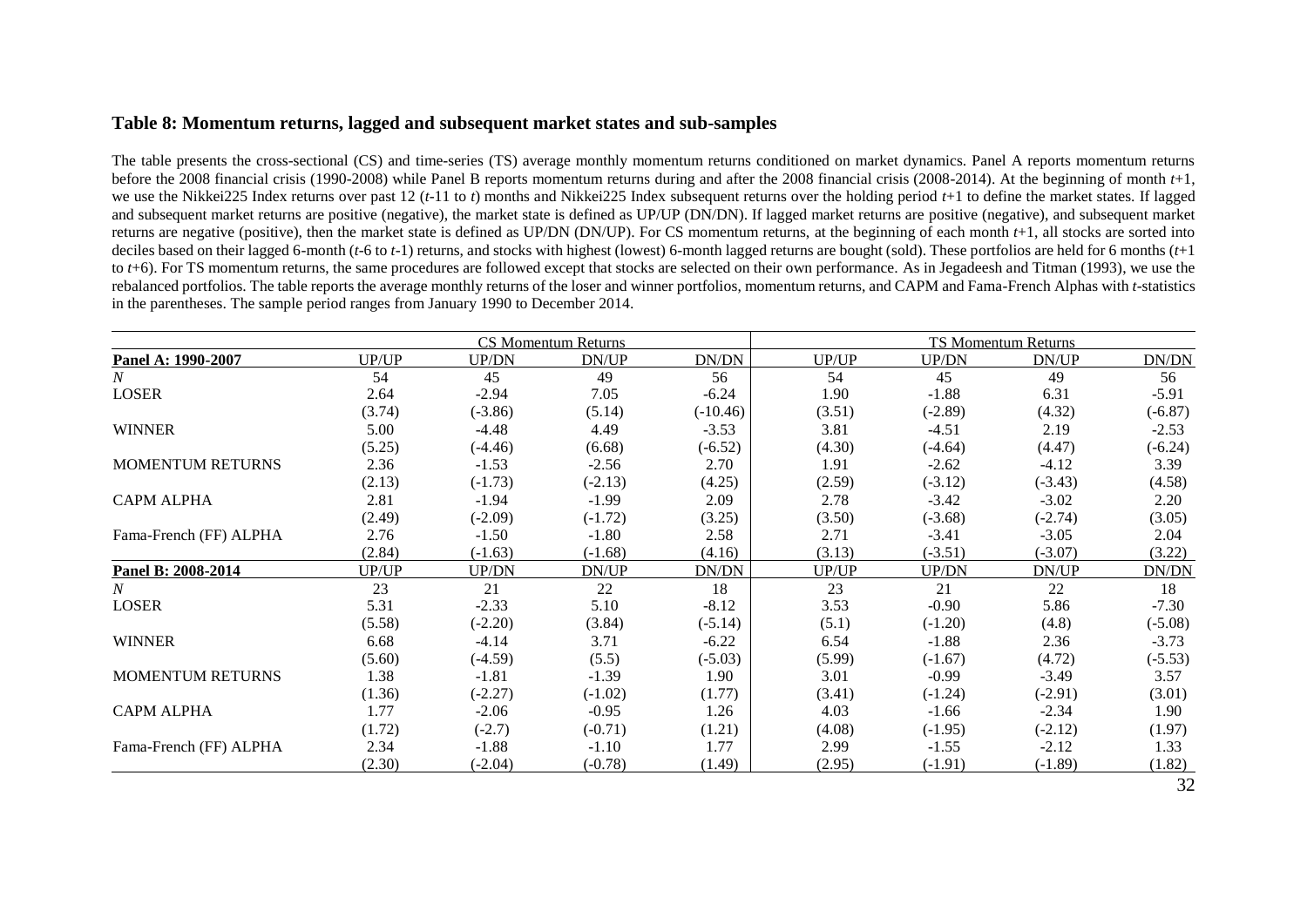### Table 8: Momentum returns, lagged and subsequent market states and sub-samples

The table presents the cross-sectional (CS) and time-series (TS) average monthly momentum returns conditioned on market dynamics. Panel A reports momentum returns before the 2008 financial crisis (1990-2008) while Panel B reports momentum returns during and after the 2008 financial crisis (2008-2014). At the beginning of month $t$+1, we use the Nikkei225 Index returns over past 12 ($t$-11 to $t$) months and Nikkei225 Index subsequent returns over the holding period $t$+1 to define the market states. If lagged and subsequent market returns are positive (negative), the market state is defined as UP/UP (DN/DN). If lagged market returns are positive (negative), and subsequent market returns are negative (positive), then the market state is defined as UP/DN (DN/UP). For CS momentum returns, at the beginning of each month $t$+1, all stocks are sorted into deciles based on their lagged 6-month ($t$-6 to $t$-1) returns, and stocks with highest (lowest) 6-month lagged returns are bought (sold). These portfolios are held for 6 months ($t$+1 to $t$+6). For TS momentum returns, the same procedures are followed except that stocks are selected on their own performance. As in Jegadeesh and Titman (1993), we use the rebalanced portfolios. The table reports the average monthly returns of the loser and winner portfolios, momentum returns, and CAPM and Fama-French Alphas with $t$-statistics in the parentheses. The sample period ranges from January 1990 to December 2014.

| | CS Momentum Returns | | | | TS Momentum Returns | | | |
|---|---|---|---|---|---|---|---|---|
| **Panel A: 1990-2007** | UP/UP | UP/DN | DN/UP | DN/DN | UP/UP | UP/DN | DN/UP | DN/DN |
| *N* | 54 | 45 | 49 | 56 | 54 | 45 | 49 | 56 |
| LOSER | 2.64 | -2.94 | 7.05 | -6.24 | 1.90 | -1.88 | 6.31 | -5.91 |
| | (3.74) | (-3.86) | (5.14) | (-10.46) | (3.51) | (-2.89) | (4.32) | (-6.87) |
| WINNER | 5.00 | -4.48 | 4.49 | -3.53 | 3.81 | -4.51 | 2.19 | -2.53 |
| | (5.25) | (-4.46) | (6.68) | (-6.52) | (4.30) | (-4.64) | (4.47) | (-6.24) |
| MOMENTUM RETURNS | 2.36 | -1.53 | -2.56 | 2.70 | 1.91 | -2.62 | -4.12 | 3.39 |
| | (2.13) | (-1.73) | (-2.13) | (4.25) | (2.59) | (-3.12) | (-3.43) | (4.58) |
| CAPM ALPHA | 2.81 | -1.94 | -1.99 | 2.09 | 2.78 | -3.42 | -3.02 | 2.20 |
| | (2.49) | (-2.09) | (-1.72) | (3.25) | (3.50) | (-3.68) | (-2.74) | (3.05) |
| Fama-French (FF) ALPHA | 2.76 | -1.50 | -1.80 | 2.58 | 2.71 | -3.41 | -3.05 | 2.04 |
| | (2.84) | (-1.63) | (-1.68) | (4.16) | (3.13) | (-3.51) | (-3.07) | (3.22) |
| **Panel B: 2008-2014** | UP/UP | UP/DN | DN/UP | DN/DN | UP/UP | UP/DN | DN/UP | DN/DN |
| *N* | 23 | 21 | 22 | 18 | 23 | 21 | 22 | 18 |
| LOSER | 5.31 | -2.33 | 5.10 | -8.12 | 3.53 | -0.90 | 5.86 | -7.30 |
| | (5.58) | (-2.20) | (3.84) | (-5.14) | (5.1) | (-1.20) | (4.8) | (-5.08) |
| WINNER | 6.68 | -4.14 | 3.71 | -6.22 | 6.54 | -1.88 | 2.36 | -3.73 |
| | (5.60) | (-4.59) | (5.5) | (-5.03) | (5.99) | (-1.67) | (4.72) | (-5.53) |
| MOMENTUM RETURNS | 1.38 | -1.81 | -1.39 | 1.90 | 3.01 | -0.99 | -3.49 | 3.57 |
| | (1.36) | (-2.27) | (-1.02) | (1.77) | (3.41) | (-1.24) | (-2.91) | (3.01) |
| CAPM ALPHA | 1.77 | -2.06 | -0.95 | 1.26 | 4.03 | -1.66 | -2.34 | 1.90 |
| | (1.72) | (-2.7) | (-0.71) | (1.21) | (4.08) | (-1.95) | (-2.12) | (1.97) |
| Fama-French (FF) ALPHA | 2.34 | -1.88 | -1.10 | 1.77 | 2.99 | -1.55 | -2.12 | 1.33 |
| | (2.30) | (-2.04) | (-0.78) | (1.49) | (2.95) | (-1.91) | (-1.89) | (1.82) |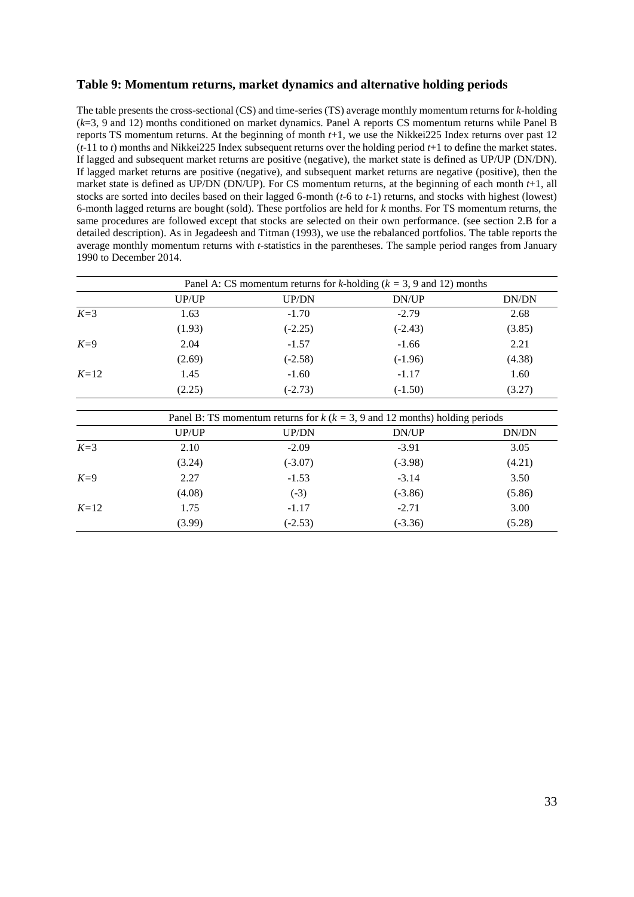### Table 9: Momentum returns, market dynamics and alternative holding periods

The table presents the cross-sectional (CS) and time-series (TS) average monthly momentum returns for *k*-holding (*k*=3, 9 and 12) months conditioned on market dynamics. Panel A reports CS momentum returns while Panel B reports TS momentum returns. At the beginning of month *t*+1, we use the Nikkei225 Index returns over past 12 (*t*-11 to *t*) months and Nikkei225 Index subsequent returns over the holding period *t*+1 to define the market states. If lagged and subsequent market returns are positive (negative), the market state is defined as UP/UP (DN/DN). If lagged market returns are positive (negative), and subsequent market returns are negative (positive), then the market state is defined as UP/DN (DN/UP). For CS momentum returns, at the beginning of each month *t*+1, all stocks are sorted into deciles based on their lagged 6-month (*t*-6 to *t*-1) returns, and stocks with highest (lowest) 6-month lagged returns are bought (sold). These portfolios are held for *k* months. For TS momentum returns, the same procedures are followed except that stocks are selected on their own performance. (see section 2.B for a detailed description). As in Jegadeesh and Titman (1993), we use the rebalanced portfolios. The table reports the average monthly momentum returns with *t*-statistics in the parentheses. The sample period ranges from January 1990 to December 2014.

| Panel A: CS momentum returns for *k*-holding ($k$ = 3, 9 and 12) months | | | | |
|---|---|---|---|---|
| | UP/UP | UP/DN | DN/UP | DN/DN |
| $K$=3 | 1.63 | -1.70 | -2.79 | 2.68 |
| | (1.93) | (-2.25) | (-2.43) | (3.85) |
| $K$=9 | 2.04 | -1.57 | -1.66 | 2.21 |
| | (2.69) | (-2.58) | (-1.96) | (4.38) |
| $K$=12 | 1.45 | -1.60 | -1.17 | 1.60 |
| | (2.25) | (-2.73) | (-1.50) | (3.27) |

| Panel B: TS momentum returns for $k$ ($k$ = 3, 9 and 12 months) holding periods | | | | |
|---|---|---|---|---|
| | UP/UP | UP/DN | DN/UP | DN/DN |
| $K$=3 | 2.10 | -2.09 | -3.91 | 3.05 |
| | (3.24) | (-3.07) | (-3.98) | (4.21) |
| $K$=9 | 2.27 | -1.53 | -3.14 | 3.50 |
| | (4.08) | (-3) | (-3.86) | (5.86) |
| $K$=12 | 1.75 | -1.17 | -2.71 | 3.00 |
| | (3.99) | (-2.53) | (-3.36) | (5.28) |